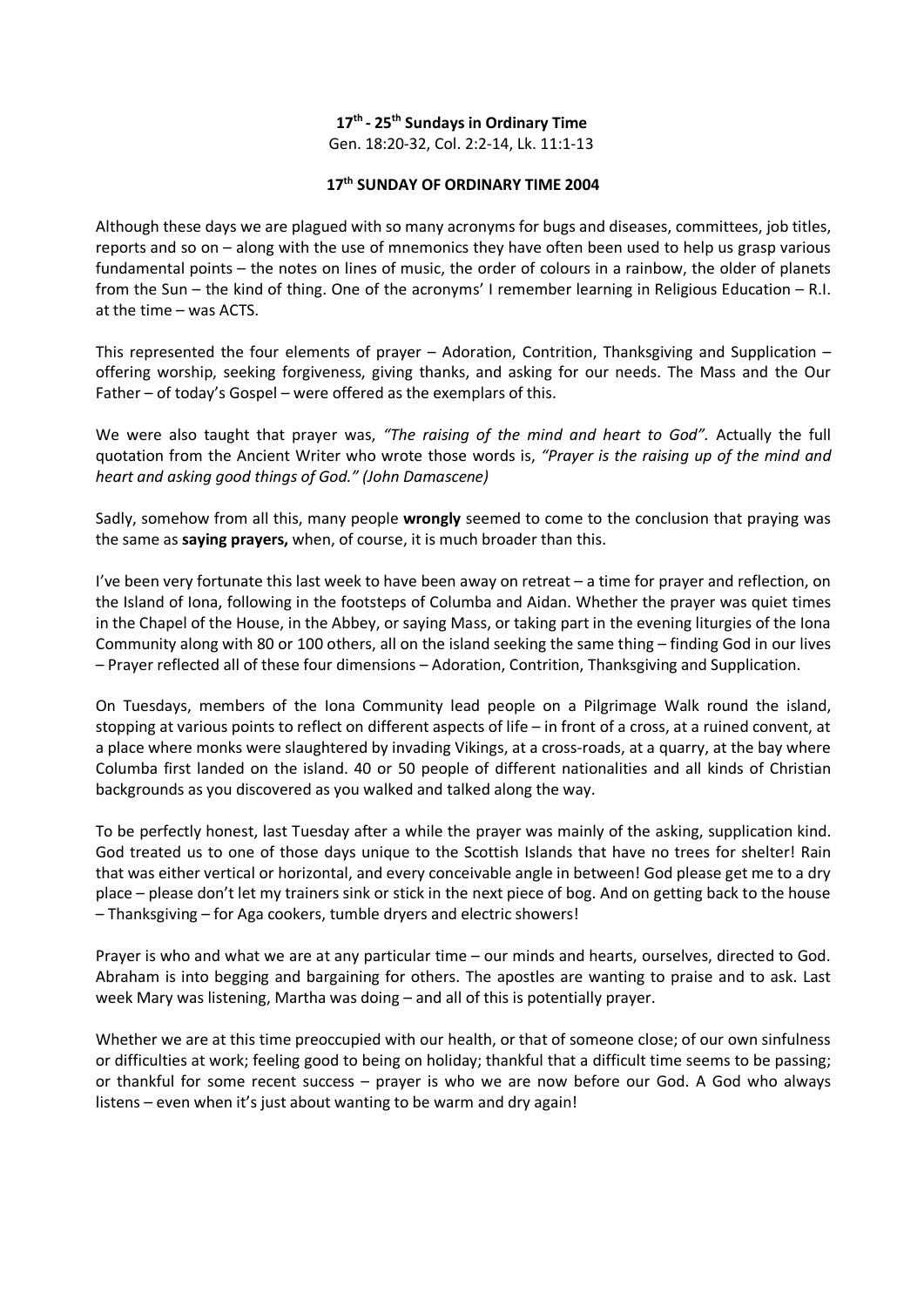**17th - 25th Sundays in Ordinary Time**

Gen. 18:20-32, Col. 2:2-14, Lk. 11:1-13

**17th SUNDAY OF ORDINARY TIME 2004**

Although these days we are plagued with so many acronyms for bugs and diseases, committees, job titles, reports and so on – along with the use of mnemonics they have often been used to help us grasp various fundamental points – the notes on lines of music, the order of colours in a rainbow, the older of planets from the Sun – the kind of thing. One of the acronyms' I remember learning in Religious Education – R.I. at the time – was ACTS.

This represented the four elements of prayer – Adoration, Contrition, Thanksgiving and Supplication – offering worship, seeking forgiveness, giving thanks, and asking for our needs. The Mass and the Our Father – of today's Gospel – were offered as the exemplars of this.

We were also taught that prayer was, *"The raising of the mind and heart to God".* Actually the full quotation from the Ancient Writer who wrote those words is, *"Prayer is the raising up of the mind and heart and asking good things of God." (John Damascene)*

Sadly, somehow from all this, many people **wrongly** seemed to come to the conclusion that praying was the same as **saying prayers,** when, of course, it is much broader than this.

I've been very fortunate this last week to have been away on retreat – a time for prayer and reflection, on the Island of Iona, following in the footsteps of Columba and Aidan. Whether the prayer was quiet times in the Chapel of the House, in the Abbey, or saying Mass, or taking part in the evening liturgies of the Iona Community along with 80 or 100 others, all on the island seeking the same thing – finding God in our lives – Prayer reflected all of these four dimensions – Adoration, Contrition, Thanksgiving and Supplication.

On Tuesdays, members of the Iona Community lead people on a Pilgrimage Walk round the island, stopping at various points to reflect on different aspects of life – in front of a cross, at a ruined convent, at a place where monks were slaughtered by invading Vikings, at a cross-roads, at a quarry, at the bay where Columba first landed on the island. 40 or 50 people of different nationalities and all kinds of Christian backgrounds as you discovered as you walked and talked along the way.

To be perfectly honest, last Tuesday after a while the prayer was mainly of the asking, supplication kind. God treated us to one of those days unique to the Scottish Islands that have no trees for shelter! Rain that was either vertical or horizontal, and every conceivable angle in between! God please get me to a dry place – please don't let my trainers sink or stick in the next piece of bog. And on getting back to the house – Thanksgiving – for Aga cookers, tumble dryers and electric showers!

Prayer is who and what we are at any particular time – our minds and hearts, ourselves, directed to God. Abraham is into begging and bargaining for others. The apostles are wanting to praise and to ask. Last week Mary was listening, Martha was doing – and all of this is potentially prayer.

Whether we are at this time preoccupied with our health, or that of someone close; of our own sinfulness or difficulties at work; feeling good to being on holiday; thankful that a difficult time seems to be passing; or thankful for some recent success – prayer is who we are now before our God. A God who always listens – even when it's just about wanting to be warm and dry again!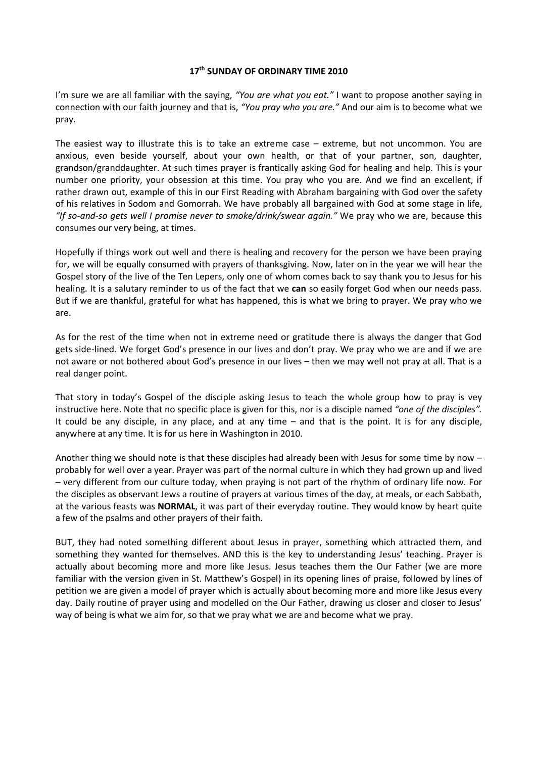**17th SUNDAY OF ORDINARY TIME 2010**

I'm sure we are all familiar with the saying, *"You are what you eat."* I want to propose another saying in connection with our faith journey and that is, *"You pray who you are."* And our aim is to become what we pray.

The easiest way to illustrate this is to take an extreme case – extreme, but not uncommon. You are anxious, even beside yourself, about your own health, or that of your partner, son, daughter, grandson/granddaughter. At such times prayer is frantically asking God for healing and help. This is your number one priority, your obsession at this time. You pray who you are. And we find an excellent, if rather drawn out, example of this in our First Reading with Abraham bargaining with God over the safety of his relatives in Sodom and Gomorrah. We have probably all bargained with God at some stage in life, *"If so-and-so gets well I promise never to smoke/drink/swear again."* We pray who we are, because this consumes our very being, at times.

Hopefully if things work out well and there is healing and recovery for the person we have been praying for, we will be equally consumed with prayers of thanksgiving. Now, later on in the year we will hear the Gospel story of the live of the Ten Lepers, only one of whom comes back to say thank you to Jesus for his healing. It is a salutary reminder to us of the fact that we **can** so easily forget God when our needs pass. But if we are thankful, grateful for what has happened, this is what we bring to prayer. We pray who we are.

As for the rest of the time when not in extreme need or gratitude there is always the danger that God gets side-lined. We forget God's presence in our lives and don't pray. We pray who we are and if we are not aware or not bothered about God's presence in our lives – then we may well not pray at all. That is a real danger point.

That story in today's Gospel of the disciple asking Jesus to teach the whole group how to pray is vey instructive here. Note that no specific place is given for this, nor is a disciple named *"one of the disciples".* It could be any disciple, in any place, and at any time – and that is the point. It is for any disciple, anywhere at any time. It is for us here in Washington in 2010.

Another thing we should note is that these disciples had already been with Jesus for some time by now – probably for well over a year. Prayer was part of the normal culture in which they had grown up and lived – very different from our culture today, when praying is not part of the rhythm of ordinary life now. For the disciples as observant Jews a routine of prayers at various times of the day, at meals, or each Sabbath, at the various feasts was **NORMAL**, it was part of their everyday routine. They would know by heart quite a few of the psalms and other prayers of their faith.

BUT, they had noted something different about Jesus in prayer, something which attracted them, and something they wanted for themselves. AND this is the key to understanding Jesus' teaching. Prayer is actually about becoming more and more like Jesus. Jesus teaches them the Our Father (we are more familiar with the version given in St. Matthew's Gospel) in its opening lines of praise, followed by lines of petition we are given a model of prayer which is actually about becoming more and more like Jesus every day. Daily routine of prayer using and modelled on the Our Father, drawing us closer and closer to Jesus' way of being is what we aim for, so that we pray what we are and become what we pray.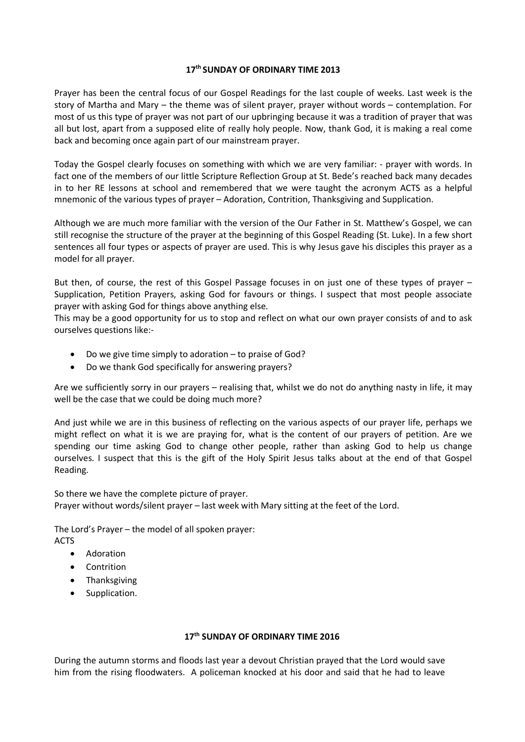## 17th SUNDAY OF ORDINARY TIME 2013

Prayer has been the central focus of our Gospel Readings for the last couple of weeks. Last week is the story of Martha and Mary – the theme was of silent prayer, prayer without words – contemplation. For most of us this type of prayer was not part of our upbringing because it was a tradition of prayer that was all but lost, apart from a supposed elite of really holy people. Now, thank God, it is making a real come back and becoming once again part of our mainstream prayer.

Today the Gospel clearly focuses on something with which we are very familiar: - prayer with words. In fact one of the members of our little Scripture Reflection Group at St. Bede's reached back many decades in to her RE lessons at school and remembered that we were taught the acronym ACTS as a helpful mnemonic of the various types of prayer – Adoration, Contrition, Thanksgiving and Supplication.

Although we are much more familiar with the version of the Our Father in St. Matthew's Gospel, we can still recognise the structure of the prayer at the beginning of this Gospel Reading (St. Luke). In a few short sentences all four types or aspects of prayer are used. This is why Jesus gave his disciples this prayer as a model for all prayer.

But then, of course, the rest of this Gospel Passage focuses in on just one of these types of prayer – Supplication, Petition Prayers, asking God for favours or things. I suspect that most people associate prayer with asking God for things above anything else.
This may be a good opportunity for us to stop and reflect on what our own prayer consists of and to ask ourselves questions like:-

- Do we give time simply to adoration – to praise of God?
- Do we thank God specifically for answering prayers?

Are we sufficiently sorry in our prayers – realising that, whilst we do not do anything nasty in life, it may well be the case that we could be doing much more?

And just while we are in this business of reflecting on the various aspects of our prayer life, perhaps we might reflect on what it is we are praying for, what is the content of our prayers of petition. Are we spending our time asking God to change other people, rather than asking God to help us change ourselves. I suspect that this is the gift of the Holy Spirit Jesus talks about at the end of that Gospel Reading.

So there we have the complete picture of prayer.
Prayer without words/silent prayer – last week with Mary sitting at the feet of the Lord.

The Lord's Prayer – the model of all spoken prayer:
ACTS

- Adoration
- Contrition
- Thanksgiving
- Supplication.

## 17th SUNDAY OF ORDINARY TIME 2016

During the autumn storms and floods last year a devout Christian prayed that the Lord would save him from the rising floodwaters. A policeman knocked at his door and said that he had to leave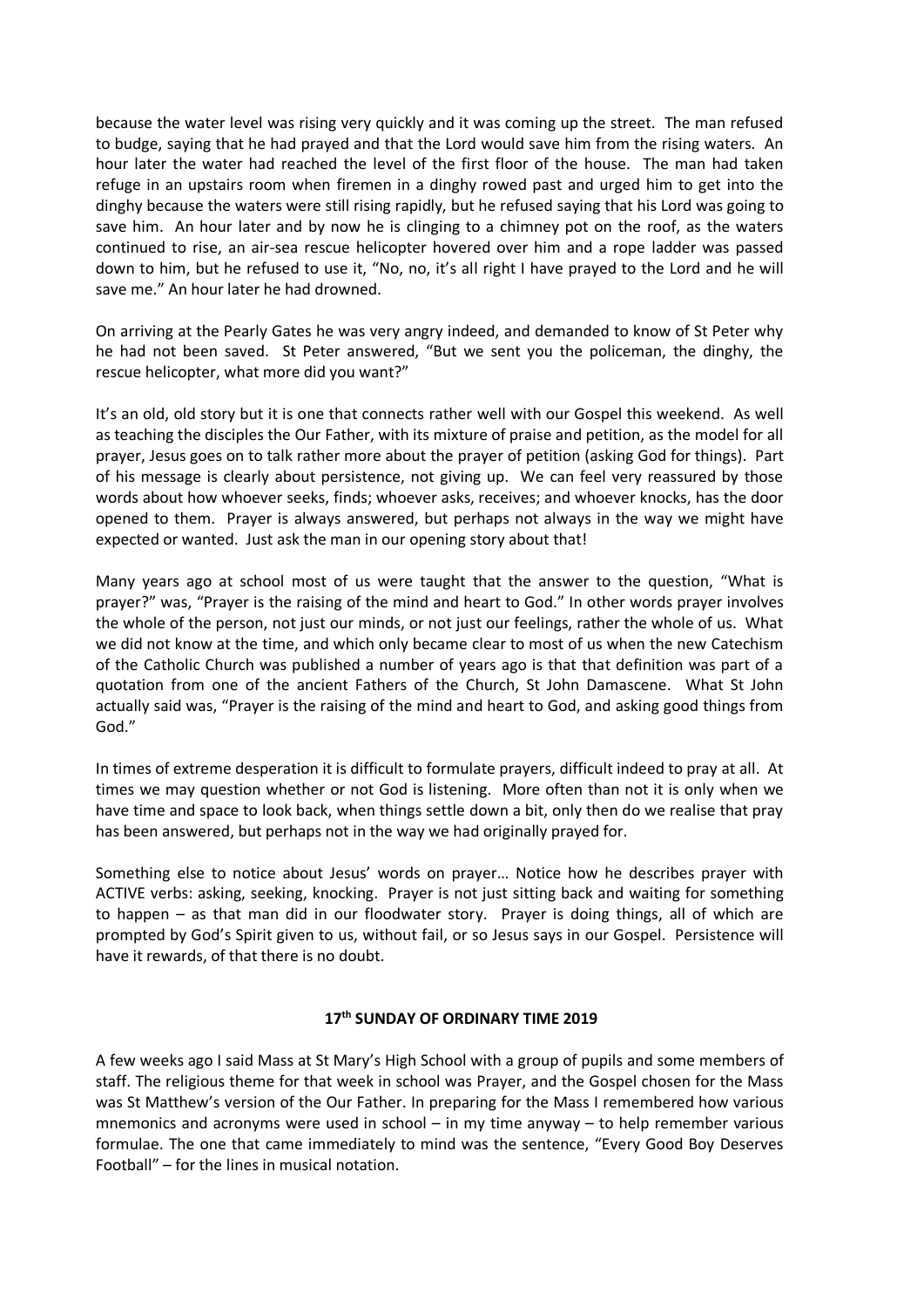because the water level was rising very quickly and it was coming up the street. The man refused to budge, saying that he had prayed and that the Lord would save him from the rising waters. An hour later the water had reached the level of the first floor of the house. The man had taken refuge in an upstairs room when firemen in a dinghy rowed past and urged him to get into the dinghy because the waters were still rising rapidly, but he refused saying that his Lord was going to save him. An hour later and by now he is clinging to a chimney pot on the roof, as the waters continued to rise, an air-sea rescue helicopter hovered over him and a rope ladder was passed down to him, but he refused to use it, "No, no, it's all right I have prayed to the Lord and he will save me." An hour later he had drowned.

On arriving at the Pearly Gates he was very angry indeed, and demanded to know of St Peter why he had not been saved. St Peter answered, "But we sent you the policeman, the dinghy, the rescue helicopter, what more did you want?"

It's an old, old story but it is one that connects rather well with our Gospel this weekend. As well as teaching the disciples the Our Father, with its mixture of praise and petition, as the model for all prayer, Jesus goes on to talk rather more about the prayer of petition (asking God for things). Part of his message is clearly about persistence, not giving up. We can feel very reassured by those words about how whoever seeks, finds; whoever asks, receives; and whoever knocks, has the door opened to them. Prayer is always answered, but perhaps not always in the way we might have expected or wanted. Just ask the man in our opening story about that!

Many years ago at school most of us were taught that the answer to the question, "What is prayer?" was, "Prayer is the raising of the mind and heart to God." In other words prayer involves the whole of the person, not just our minds, or not just our feelings, rather the whole of us. What we did not know at the time, and which only became clear to most of us when the new Catechism of the Catholic Church was published a number of years ago is that that definition was part of a quotation from one of the ancient Fathers of the Church, St John Damascene. What St John actually said was, "Prayer is the raising of the mind and heart to God, and asking good things from God."

In times of extreme desperation it is difficult to formulate prayers, difficult indeed to pray at all. At times we may question whether or not God is listening. More often than not it is only when we have time and space to look back, when things settle down a bit, only then do we realise that pray has been answered, but perhaps not in the way we had originally prayed for.

Something else to notice about Jesus' words on prayer… Notice how he describes prayer with ACTIVE verbs: asking, seeking, knocking. Prayer is not just sitting back and waiting for something to happen – as that man did in our floodwater story. Prayer is doing things, all of which are prompted by God's Spirit given to us, without fail, or so Jesus says in our Gospel. Persistence will have it rewards, of that there is no doubt.

## 17th SUNDAY OF ORDINARY TIME 2019

A few weeks ago I said Mass at St Mary's High School with a group of pupils and some members of staff. The religious theme for that week in school was Prayer, and the Gospel chosen for the Mass was St Matthew's version of the Our Father. In preparing for the Mass I remembered how various mnemonics and acronyms were used in school – in my time anyway – to help remember various formulae. The one that came immediately to mind was the sentence, "Every Good Boy Deserves Football" – for the lines in musical notation.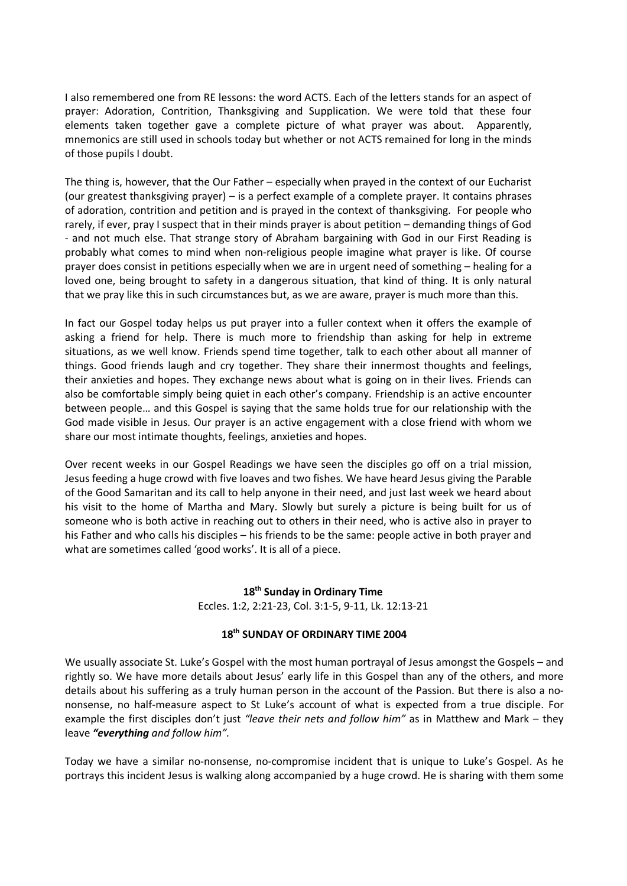I also remembered one from RE lessons: the word ACTS. Each of the letters stands for an aspect of prayer: Adoration, Contrition, Thanksgiving and Supplication. We were told that these four elements taken together gave a complete picture of what prayer was about. Apparently, mnemonics are still used in schools today but whether or not ACTS remained for long in the minds of those pupils I doubt.

The thing is, however, that the Our Father – especially when prayed in the context of our Eucharist (our greatest thanksgiving prayer) – is a perfect example of a complete prayer. It contains phrases of adoration, contrition and petition and is prayed in the context of thanksgiving. For people who rarely, if ever, pray I suspect that in their minds prayer is about petition – demanding things of God - and not much else. That strange story of Abraham bargaining with God in our First Reading is probably what comes to mind when non-religious people imagine what prayer is like. Of course prayer does consist in petitions especially when we are in urgent need of something – healing for a loved one, being brought to safety in a dangerous situation, that kind of thing. It is only natural that we pray like this in such circumstances but, as we are aware, prayer is much more than this.

In fact our Gospel today helps us put prayer into a fuller context when it offers the example of asking a friend for help. There is much more to friendship than asking for help in extreme situations, as we well know. Friends spend time together, talk to each other about all manner of things. Good friends laugh and cry together. They share their innermost thoughts and feelings, their anxieties and hopes. They exchange news about what is going on in their lives. Friends can also be comfortable simply being quiet in each other's company. Friendship is an active encounter between people… and this Gospel is saying that the same holds true for our relationship with the God made visible in Jesus. Our prayer is an active engagement with a close friend with whom we share our most intimate thoughts, feelings, anxieties and hopes.

Over recent weeks in our Gospel Readings we have seen the disciples go off on a trial mission, Jesus feeding a huge crowd with five loaves and two fishes. We have heard Jesus giving the Parable of the Good Samaritan and its call to help anyone in their need, and just last week we heard about his visit to the home of Martha and Mary. Slowly but surely a picture is being built for us of someone who is both active in reaching out to others in their need, who is active also in prayer to his Father and who calls his disciples – his friends to be the same: people active in both prayer and what are sometimes called 'good works'. It is all of a piece.

## 18th Sunday in Ordinary Time

Eccles. 1:2, 2:21-23, Col. 3:1-5, 9-11, Lk. 12:13-21

### 18th SUNDAY OF ORDINARY TIME 2004

We usually associate St. Luke's Gospel with the most human portrayal of Jesus amongst the Gospels – and rightly so. We have more details about Jesus' early life in this Gospel than any of the others, and more details about his suffering as a truly human person in the account of the Passion. But there is also a no-nonsense, no half-measure aspect to St Luke's account of what is expected from a true disciple. For example the first disciples don't just *"leave their nets and follow him"* as in Matthew and Mark – they leave ***"everything** and follow him".*

Today we have a similar no-nonsense, no-compromise incident that is unique to Luke's Gospel. As he portrays this incident Jesus is walking along accompanied by a huge crowd. He is sharing with them some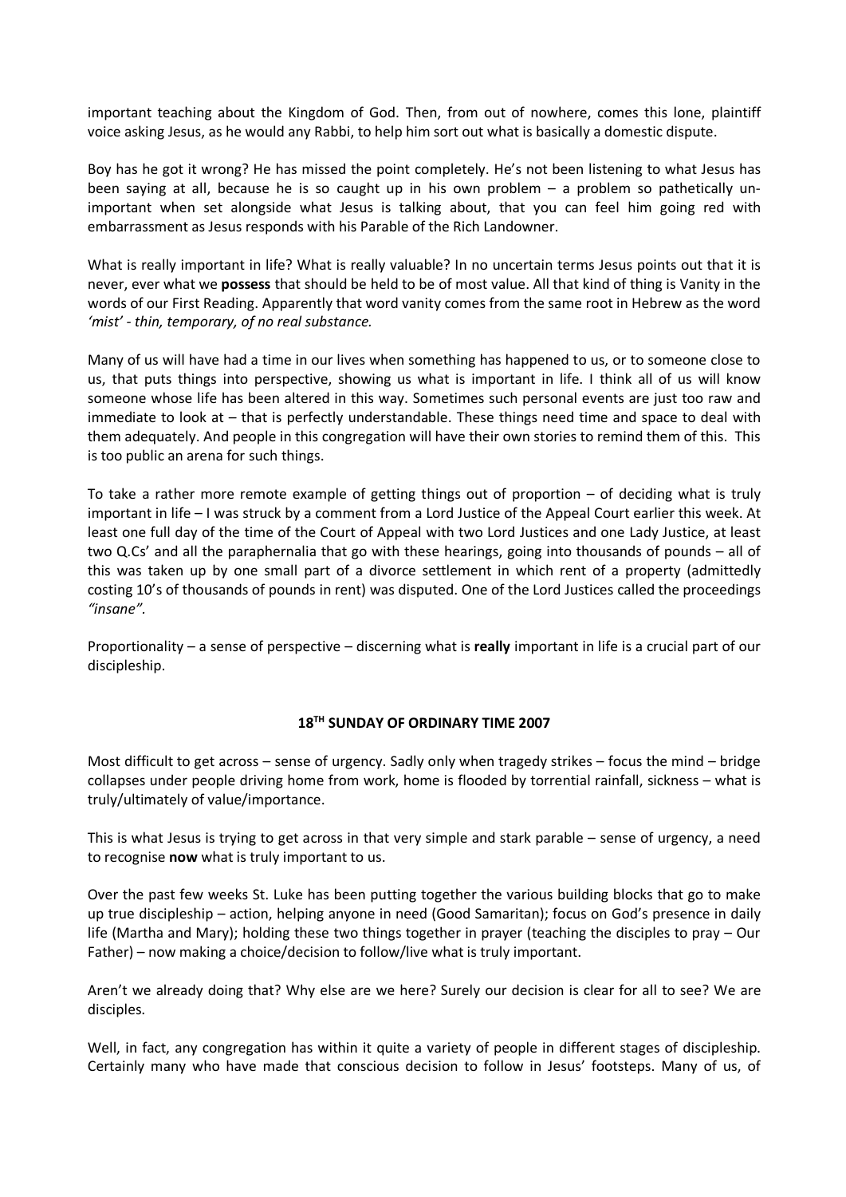important teaching about the Kingdom of God. Then, from out of nowhere, comes this lone, plaintiff voice asking Jesus, as he would any Rabbi, to help him sort out what is basically a domestic dispute.

Boy has he got it wrong? He has missed the point completely. He's not been listening to what Jesus has been saying at all, because he is so caught up in his own problem – a problem so pathetically un-important when set alongside what Jesus is talking about, that you can feel him going red with embarrassment as Jesus responds with his Parable of the Rich Landowner.

What is really important in life? What is really valuable? In no uncertain terms Jesus points out that it is never, ever what we **possess** that should be held to be of most value. All that kind of thing is Vanity in the words of our First Reading. Apparently that word vanity comes from the same root in Hebrew as the word *'mist' - thin, temporary, of no real substance.*

Many of us will have had a time in our lives when something has happened to us, or to someone close to us, that puts things into perspective, showing us what is important in life. I think all of us will know someone whose life has been altered in this way. Sometimes such personal events are just too raw and immediate to look at – that is perfectly understandable. These things need time and space to deal with them adequately. And people in this congregation will have their own stories to remind them of this. This is too public an arena for such things.

To take a rather more remote example of getting things out of proportion – of deciding what is truly important in life – I was struck by a comment from a Lord Justice of the Appeal Court earlier this week. At least one full day of the time of the Court of Appeal with two Lord Justices and one Lady Justice, at least two Q.Cs' and all the paraphernalia that go with these hearings, going into thousands of pounds – all of this was taken up by one small part of a divorce settlement in which rent of a property (admittedly costing 10's of thousands of pounds in rent) was disputed. One of the Lord Justices called the proceedings *"insane".*

Proportionality – a sense of perspective – discerning what is **really** important in life is a crucial part of our discipleship.

## 18TH SUNDAY OF ORDINARY TIME 2007

Most difficult to get across – sense of urgency. Sadly only when tragedy strikes – focus the mind – bridge collapses under people driving home from work, home is flooded by torrential rainfall, sickness – what is truly/ultimately of value/importance.

This is what Jesus is trying to get across in that very simple and stark parable – sense of urgency, a need to recognise **now** what is truly important to us.

Over the past few weeks St. Luke has been putting together the various building blocks that go to make up true discipleship – action, helping anyone in need (Good Samaritan); focus on God's presence in daily life (Martha and Mary); holding these two things together in prayer (teaching the disciples to pray – Our Father) – now making a choice/decision to follow/live what is truly important.

Aren't we already doing that? Why else are we here? Surely our decision is clear for all to see? We are disciples.

Well, in fact, any congregation has within it quite a variety of people in different stages of discipleship. Certainly many who have made that conscious decision to follow in Jesus' footsteps. Many of us, of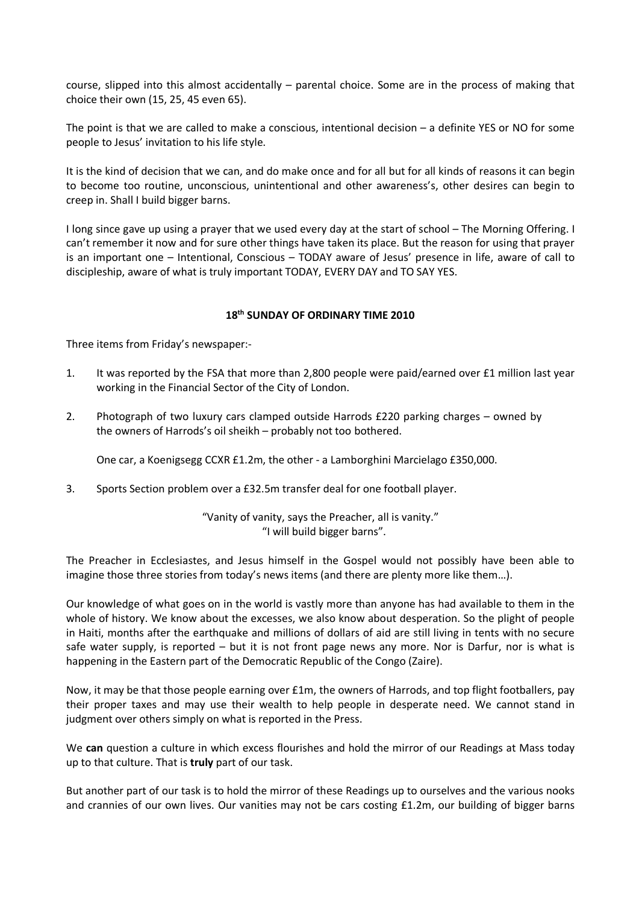course, slipped into this almost accidentally – parental choice. Some are in the process of making that choice their own (15, 25, 45 even 65).

The point is that we are called to make a conscious, intentional decision – a definite YES or NO for some people to Jesus' invitation to his life style.

It is the kind of decision that we can, and do make once and for all but for all kinds of reasons it can begin to become too routine, unconscious, unintentional and other awareness's, other desires can begin to creep in. Shall I build bigger barns.

I long since gave up using a prayer that we used every day at the start of school – The Morning Offering. I can't remember it now and for sure other things have taken its place. But the reason for using that prayer is an important one – Intentional, Conscious – TODAY aware of Jesus' presence in life, aware of call to discipleship, aware of what is truly important TODAY, EVERY DAY and TO SAY YES.

## 18th SUNDAY OF ORDINARY TIME 2010

Three items from Friday's newspaper:-

1. It was reported by the FSA that more than 2,800 people were paid/earned over £1 million last year working in the Financial Sector of the City of London.

2. Photograph of two luxury cars clamped outside Harrods £220 parking charges – owned by the owners of Harrods's oil sheikh – probably not too bothered.

   One car, a Koenigsegg CCXR £1.2m, the other - a Lamborghini Marcielago £350,000.

3. Sports Section problem over a £32.5m transfer deal for one football player.

"Vanity of vanity, says the Preacher, all is vanity."
"I will build bigger barns".

The Preacher in Ecclesiastes, and Jesus himself in the Gospel would not possibly have been able to imagine those three stories from today's news items (and there are plenty more like them…).

Our knowledge of what goes on in the world is vastly more than anyone has had available to them in the whole of history. We know about the excesses, we also know about desperation. So the plight of people in Haiti, months after the earthquake and millions of dollars of aid are still living in tents with no secure safe water supply, is reported – but it is not front page news any more. Nor is Darfur, nor is what is happening in the Eastern part of the Democratic Republic of the Congo (Zaire).

Now, it may be that those people earning over £1m, the owners of Harrods, and top flight footballers, pay their proper taxes and may use their wealth to help people in desperate need. We cannot stand in judgment over others simply on what is reported in the Press.

We **can** question a culture in which excess flourishes and hold the mirror of our Readings at Mass today up to that culture. That is **truly** part of our task.

But another part of our task is to hold the mirror of these Readings up to ourselves and the various nooks and crannies of our own lives. Our vanities may not be cars costing £1.2m, our building of bigger barns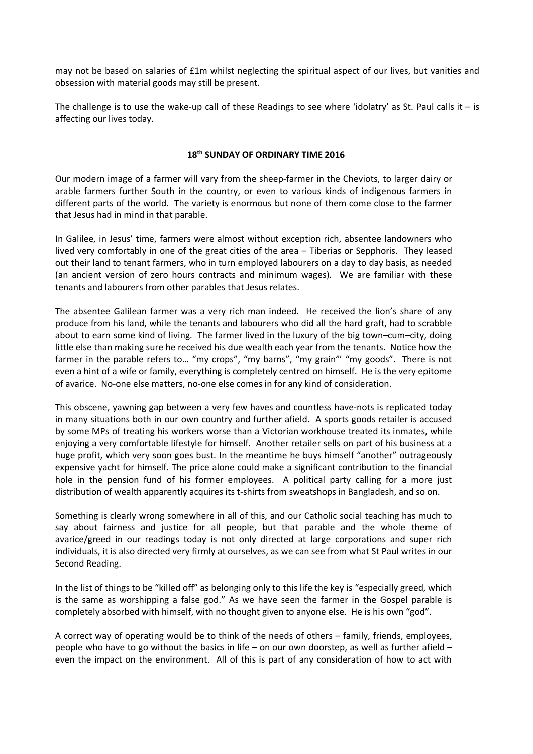may not be based on salaries of £1m whilst neglecting the spiritual aspect of our lives, but vanities and obsession with material goods may still be present.

The challenge is to use the wake-up call of these Readings to see where 'idolatry' as St. Paul calls it – is affecting our lives today.

## 18th SUNDAY OF ORDINARY TIME 2016

Our modern image of a farmer will vary from the sheep-farmer in the Cheviots, to larger dairy or arable farmers further South in the country, or even to various kinds of indigenous farmers in different parts of the world. The variety is enormous but none of them come close to the farmer that Jesus had in mind in that parable.

In Galilee, in Jesus' time, farmers were almost without exception rich, absentee landowners who lived very comfortably in one of the great cities of the area – Tiberias or Sepphoris. They leased out their land to tenant farmers, who in turn employed labourers on a day to day basis, as needed (an ancient version of zero hours contracts and minimum wages). We are familiar with these tenants and labourers from other parables that Jesus relates.

The absentee Galilean farmer was a very rich man indeed. He received the lion's share of any produce from his land, while the tenants and labourers who did all the hard graft, had to scrabble about to earn some kind of living. The farmer lived in the luxury of the big town–cum–city, doing little else than making sure he received his due wealth each year from the tenants. Notice how the farmer in the parable refers to… "my crops", "my barns", "my grain"' "my goods". There is not even a hint of a wife or family, everything is completely centred on himself. He is the very epitome of avarice. No-one else matters, no-one else comes in for any kind of consideration.

This obscene, yawning gap between a very few haves and countless have-nots is replicated today in many situations both in our own country and further afield. A sports goods retailer is accused by some MPs of treating his workers worse than a Victorian workhouse treated its inmates, while enjoying a very comfortable lifestyle for himself. Another retailer sells on part of his business at a huge profit, which very soon goes bust. In the meantime he buys himself "another" outrageously expensive yacht for himself. The price alone could make a significant contribution to the financial hole in the pension fund of his former employees. A political party calling for a more just distribution of wealth apparently acquires its t-shirts from sweatshops in Bangladesh, and so on.

Something is clearly wrong somewhere in all of this, and our Catholic social teaching has much to say about fairness and justice for all people, but that parable and the whole theme of avarice/greed in our readings today is not only directed at large corporations and super rich individuals, it is also directed very firmly at ourselves, as we can see from what St Paul writes in our Second Reading.

In the list of things to be "killed off" as belonging only to this life the key is "especially greed, which is the same as worshipping a false god." As we have seen the farmer in the Gospel parable is completely absorbed with himself, with no thought given to anyone else. He is his own "god".

A correct way of operating would be to think of the needs of others – family, friends, employees, people who have to go without the basics in life – on our own doorstep, as well as further afield – even the impact on the environment. All of this is part of any consideration of how to act with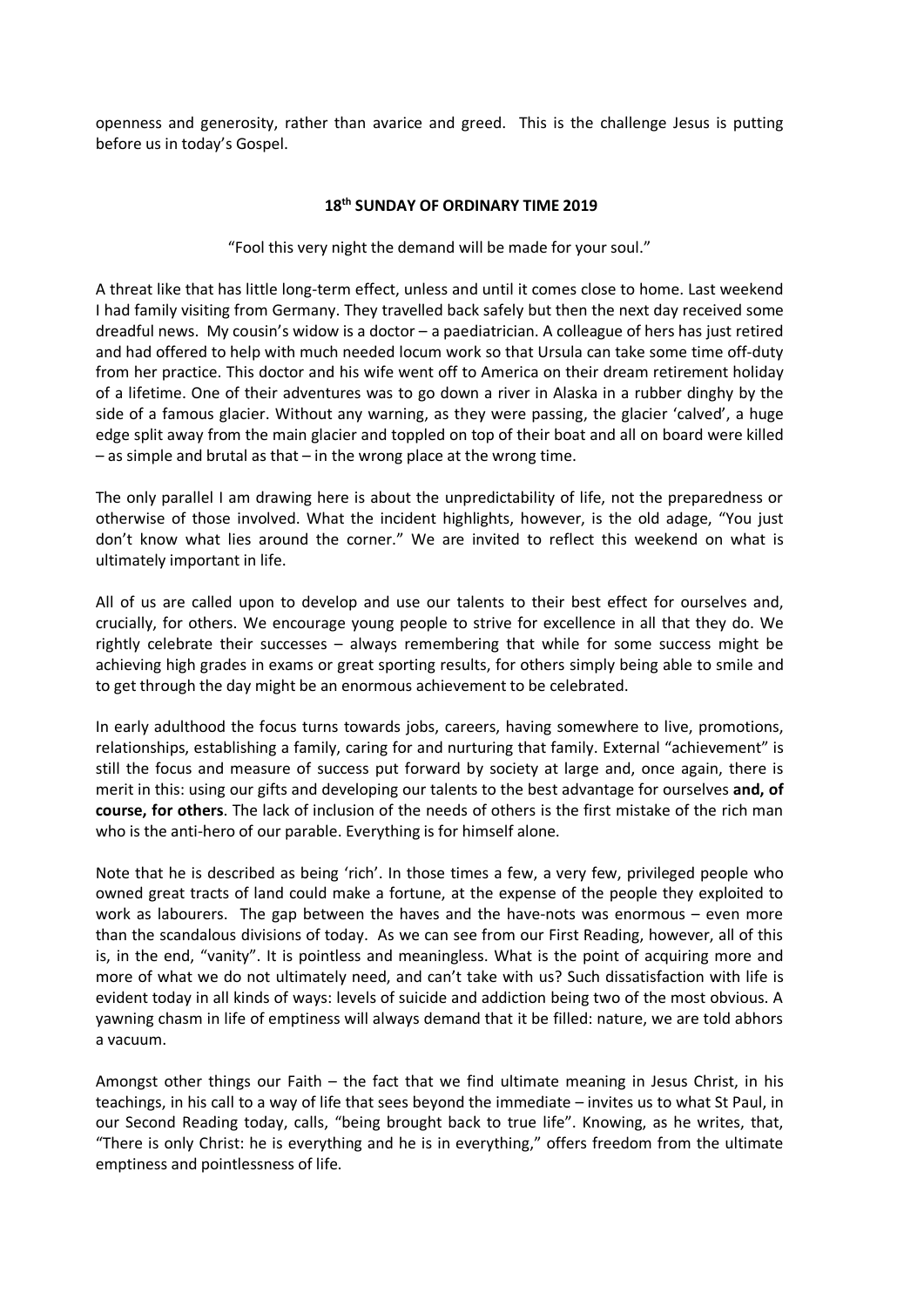openness and generosity, rather than avarice and greed. This is the challenge Jesus is putting before us in today's Gospel.

## 18th SUNDAY OF ORDINARY TIME 2019

"Fool this very night the demand will be made for your soul."

A threat like that has little long-term effect, unless and until it comes close to home. Last weekend I had family visiting from Germany. They travelled back safely but then the next day received some dreadful news. My cousin's widow is a doctor – a paediatrician. A colleague of hers has just retired and had offered to help with much needed locum work so that Ursula can take some time off-duty from her practice. This doctor and his wife went off to America on their dream retirement holiday of a lifetime. One of their adventures was to go down a river in Alaska in a rubber dinghy by the side of a famous glacier. Without any warning, as they were passing, the glacier 'calved', a huge edge split away from the main glacier and toppled on top of their boat and all on board were killed – as simple and brutal as that – in the wrong place at the wrong time.

The only parallel I am drawing here is about the unpredictability of life, not the preparedness or otherwise of those involved. What the incident highlights, however, is the old adage, "You just don't know what lies around the corner." We are invited to reflect this weekend on what is ultimately important in life.

All of us are called upon to develop and use our talents to their best effect for ourselves and, crucially, for others. We encourage young people to strive for excellence in all that they do. We rightly celebrate their successes – always remembering that while for some success might be achieving high grades in exams or great sporting results, for others simply being able to smile and to get through the day might be an enormous achievement to be celebrated.

In early adulthood the focus turns towards jobs, careers, having somewhere to live, promotions, relationships, establishing a family, caring for and nurturing that family. External "achievement" is still the focus and measure of success put forward by society at large and, once again, there is merit in this: using our gifts and developing our talents to the best advantage for ourselves **and, of course, for others**. The lack of inclusion of the needs of others is the first mistake of the rich man who is the anti-hero of our parable. Everything is for himself alone.

Note that he is described as being 'rich'. In those times a few, a very few, privileged people who owned great tracts of land could make a fortune, at the expense of the people they exploited to work as labourers. The gap between the haves and the have-nots was enormous – even more than the scandalous divisions of today. As we can see from our First Reading, however, all of this is, in the end, "vanity". It is pointless and meaningless. What is the point of acquiring more and more of what we do not ultimately need, and can't take with us? Such dissatisfaction with life is evident today in all kinds of ways: levels of suicide and addiction being two of the most obvious. A yawning chasm in life of emptiness will always demand that it be filled: nature, we are told abhors a vacuum.

Amongst other things our Faith – the fact that we find ultimate meaning in Jesus Christ, in his teachings, in his call to a way of life that sees beyond the immediate – invites us to what St Paul, in our Second Reading today, calls, "being brought back to true life". Knowing, as he writes, that, "There is only Christ: he is everything and he is in everything," offers freedom from the ultimate emptiness and pointlessness of life.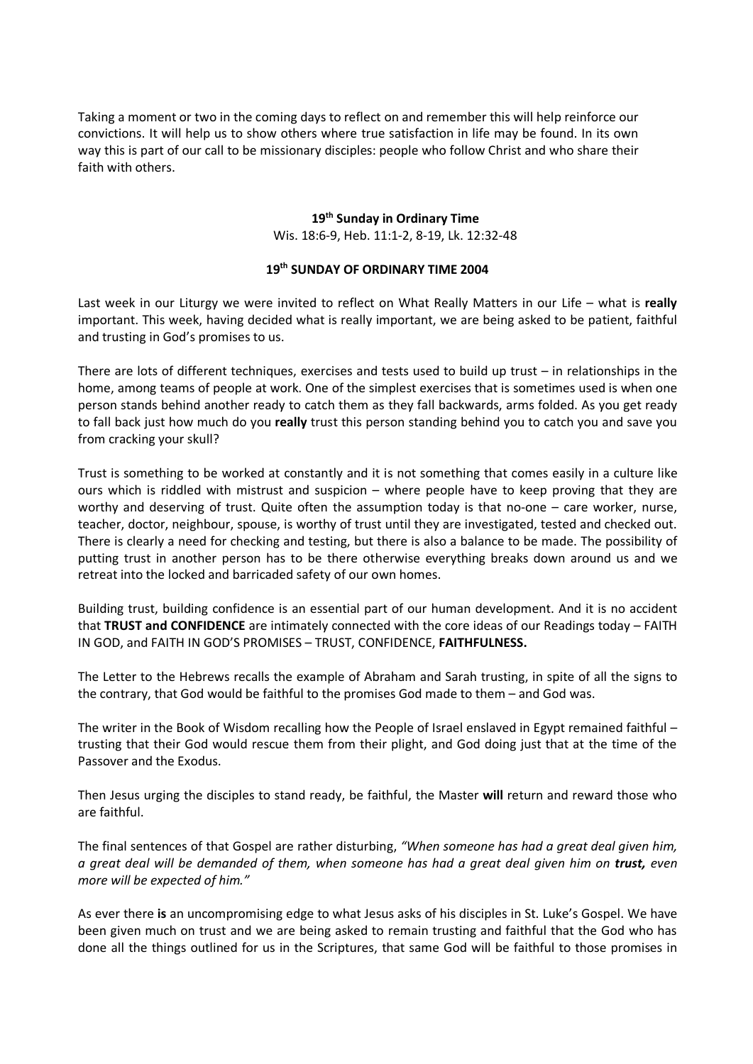Taking a moment or two in the coming days to reflect on and remember this will help reinforce our convictions. It will help us to show others where true satisfaction in life may be found. In its own way this is part of our call to be missionary disciples: people who follow Christ and who share their faith with others.

## 19th Sunday in Ordinary Time

Wis. 18:6-9, Heb. 11:1-2, 8-19, Lk. 12:32-48

### 19th SUNDAY OF ORDINARY TIME 2004

Last week in our Liturgy we were invited to reflect on What Really Matters in our Life – what is **really** important. This week, having decided what is really important, we are being asked to be patient, faithful and trusting in God's promises to us.

There are lots of different techniques, exercises and tests used to build up trust – in relationships in the home, among teams of people at work. One of the simplest exercises that is sometimes used is when one person stands behind another ready to catch them as they fall backwards, arms folded. As you get ready to fall back just how much do you **really** trust this person standing behind you to catch you and save you from cracking your skull?

Trust is something to be worked at constantly and it is not something that comes easily in a culture like ours which is riddled with mistrust and suspicion – where people have to keep proving that they are worthy and deserving of trust. Quite often the assumption today is that no-one – care worker, nurse, teacher, doctor, neighbour, spouse, is worthy of trust until they are investigated, tested and checked out. There is clearly a need for checking and testing, but there is also a balance to be made. The possibility of putting trust in another person has to be there otherwise everything breaks down around us and we retreat into the locked and barricaded safety of our own homes.

Building trust, building confidence is an essential part of our human development. And it is no accident that **TRUST and CONFIDENCE** are intimately connected with the core ideas of our Readings today – FAITH IN GOD, and FAITH IN GOD'S PROMISES – TRUST, CONFIDENCE, **FAITHFULNESS.**

The Letter to the Hebrews recalls the example of Abraham and Sarah trusting, in spite of all the signs to the contrary, that God would be faithful to the promises God made to them – and God was.

The writer in the Book of Wisdom recalling how the People of Israel enslaved in Egypt remained faithful – trusting that their God would rescue them from their plight, and God doing just that at the time of the Passover and the Exodus.

Then Jesus urging the disciples to stand ready, be faithful, the Master **will** return and reward those who are faithful.

The final sentences of that Gospel are rather disturbing, *"When someone has had a great deal given him, a great deal will be demanded of them, when someone has had a great deal given him on **trust,** even more will be expected of him."*

As ever there **is** an uncompromising edge to what Jesus asks of his disciples in St. Luke's Gospel. We have been given much on trust and we are being asked to remain trusting and faithful that the God who has done all the things outlined for us in the Scriptures, that same God will be faithful to those promises in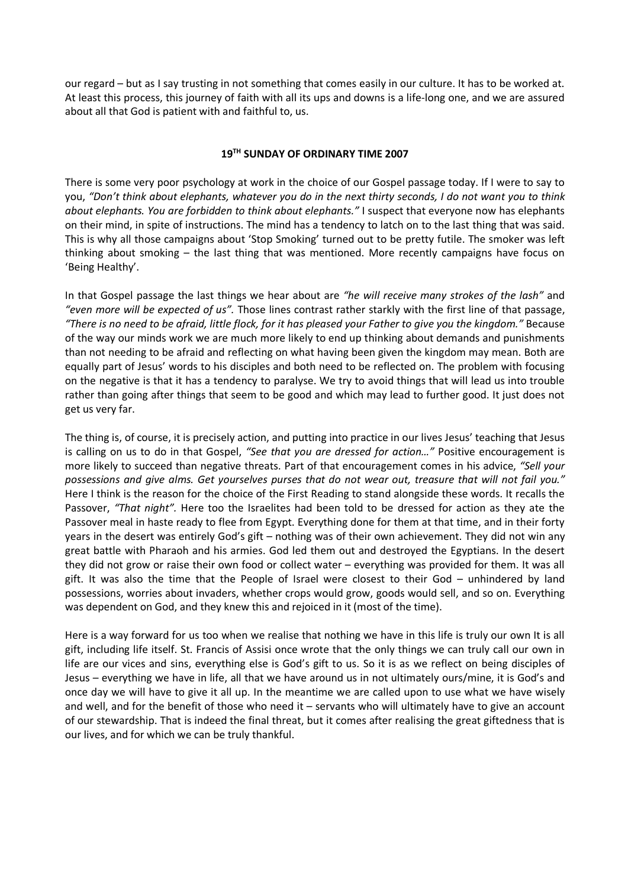our regard – but as I say trusting in not something that comes easily in our culture. It has to be worked at. At least this process, this journey of faith with all its ups and downs is a life-long one, and we are assured about all that God is patient with and faithful to, us.

## 19TH SUNDAY OF ORDINARY TIME 2007

There is some very poor psychology at work in the choice of our Gospel passage today. If I were to say to you, *"Don't think about elephants, whatever you do in the next thirty seconds, I do not want you to think about elephants. You are forbidden to think about elephants."* I suspect that everyone now has elephants on their mind, in spite of instructions. The mind has a tendency to latch on to the last thing that was said. This is why all those campaigns about 'Stop Smoking' turned out to be pretty futile. The smoker was left thinking about smoking – the last thing that was mentioned. More recently campaigns have focus on 'Being Healthy'.

In that Gospel passage the last things we hear about are *"he will receive many strokes of the lash"* and *"even more will be expected of us".* Those lines contrast rather starkly with the first line of that passage, *"There is no need to be afraid, little flock, for it has pleased your Father to give you the kingdom."* Because of the way our minds work we are much more likely to end up thinking about demands and punishments than not needing to be afraid and reflecting on what having been given the kingdom may mean. Both are equally part of Jesus' words to his disciples and both need to be reflected on. The problem with focusing on the negative is that it has a tendency to paralyse. We try to avoid things that will lead us into trouble rather than going after things that seem to be good and which may lead to further good. It just does not get us very far.

The thing is, of course, it is precisely action, and putting into practice in our lives Jesus' teaching that Jesus is calling on us to do in that Gospel, *"See that you are dressed for action…"* Positive encouragement is more likely to succeed than negative threats. Part of that encouragement comes in his advice, *"Sell your possessions and give alms. Get yourselves purses that do not wear out, treasure that will not fail you."* Here I think is the reason for the choice of the First Reading to stand alongside these words. It recalls the Passover, *"That night".* Here too the Israelites had been told to be dressed for action as they ate the Passover meal in haste ready to flee from Egypt. Everything done for them at that time, and in their forty years in the desert was entirely God's gift – nothing was of their own achievement. They did not win any great battle with Pharaoh and his armies. God led them out and destroyed the Egyptians. In the desert they did not grow or raise their own food or collect water – everything was provided for them. It was all gift. It was also the time that the People of Israel were closest to their God – unhindered by land possessions, worries about invaders, whether crops would grow, goods would sell, and so on. Everything was dependent on God, and they knew this and rejoiced in it (most of the time).

Here is a way forward for us too when we realise that nothing we have in this life is truly our own It is all gift, including life itself. St. Francis of Assisi once wrote that the only things we can truly call our own in life are our vices and sins, everything else is God's gift to us. So it is as we reflect on being disciples of Jesus – everything we have in life, all that we have around us in not ultimately ours/mine, it is God's and once day we will have to give it all up. In the meantime we are called upon to use what we have wisely and well, and for the benefit of those who need it – servants who will ultimately have to give an account of our stewardship. That is indeed the final threat, but it comes after realising the great giftedness that is our lives, and for which we can be truly thankful.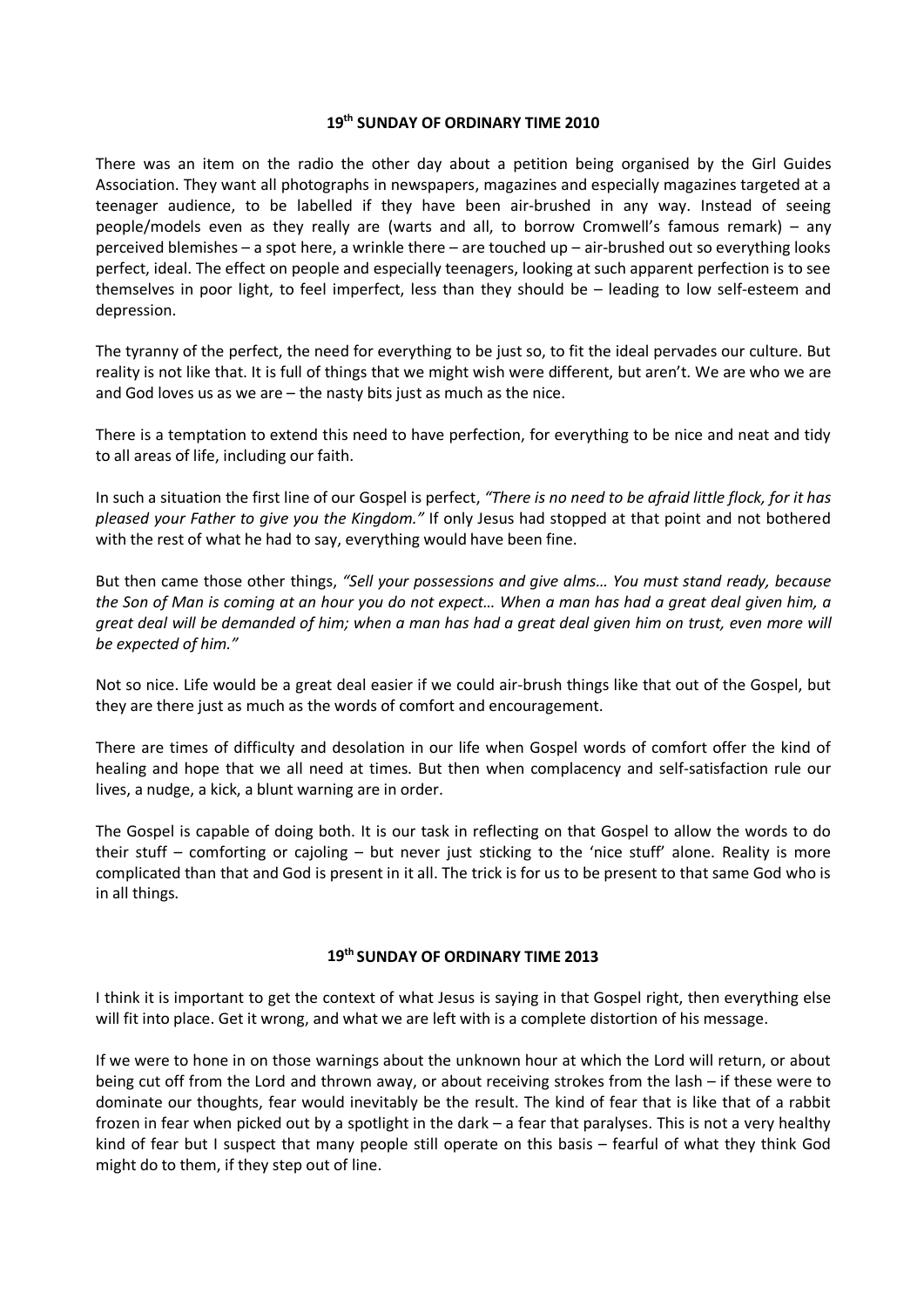## 19th SUNDAY OF ORDINARY TIME 2010

There was an item on the radio the other day about a petition being organised by the Girl Guides Association. They want all photographs in newspapers, magazines and especially magazines targeted at a teenager audience, to be labelled if they have been air-brushed in any way. Instead of seeing people/models even as they really are (warts and all, to borrow Cromwell's famous remark) – any perceived blemishes – a spot here, a wrinkle there – are touched up – air-brushed out so everything looks perfect, ideal. The effect on people and especially teenagers, looking at such apparent perfection is to see themselves in poor light, to feel imperfect, less than they should be – leading to low self-esteem and depression.

The tyranny of the perfect, the need for everything to be just so, to fit the ideal pervades our culture. But reality is not like that. It is full of things that we might wish were different, but aren't. We are who we are and God loves us as we are – the nasty bits just as much as the nice.

There is a temptation to extend this need to have perfection, for everything to be nice and neat and tidy to all areas of life, including our faith.

In such a situation the first line of our Gospel is perfect, *"There is no need to be afraid little flock, for it has pleased your Father to give you the Kingdom."* If only Jesus had stopped at that point and not bothered with the rest of what he had to say, everything would have been fine.

But then came those other things, *"Sell your possessions and give alms… You must stand ready, because the Son of Man is coming at an hour you do not expect… When a man has had a great deal given him, a great deal will be demanded of him; when a man has had a great deal given him on trust, even more will be expected of him."*

Not so nice. Life would be a great deal easier if we could air-brush things like that out of the Gospel, but they are there just as much as the words of comfort and encouragement.

There are times of difficulty and desolation in our life when Gospel words of comfort offer the kind of healing and hope that we all need at times. But then when complacency and self-satisfaction rule our lives, a nudge, a kick, a blunt warning are in order.

The Gospel is capable of doing both. It is our task in reflecting on that Gospel to allow the words to do their stuff – comforting or cajoling – but never just sticking to the 'nice stuff' alone. Reality is more complicated than that and God is present in it all. The trick is for us to be present to that same God who is in all things.

## 19th SUNDAY OF ORDINARY TIME 2013

I think it is important to get the context of what Jesus is saying in that Gospel right, then everything else will fit into place. Get it wrong, and what we are left with is a complete distortion of his message.

If we were to hone in on those warnings about the unknown hour at which the Lord will return, or about being cut off from the Lord and thrown away, or about receiving strokes from the lash – if these were to dominate our thoughts, fear would inevitably be the result. The kind of fear that is like that of a rabbit frozen in fear when picked out by a spotlight in the dark – a fear that paralyses. This is not a very healthy kind of fear but I suspect that many people still operate on this basis – fearful of what they think God might do to them, if they step out of line.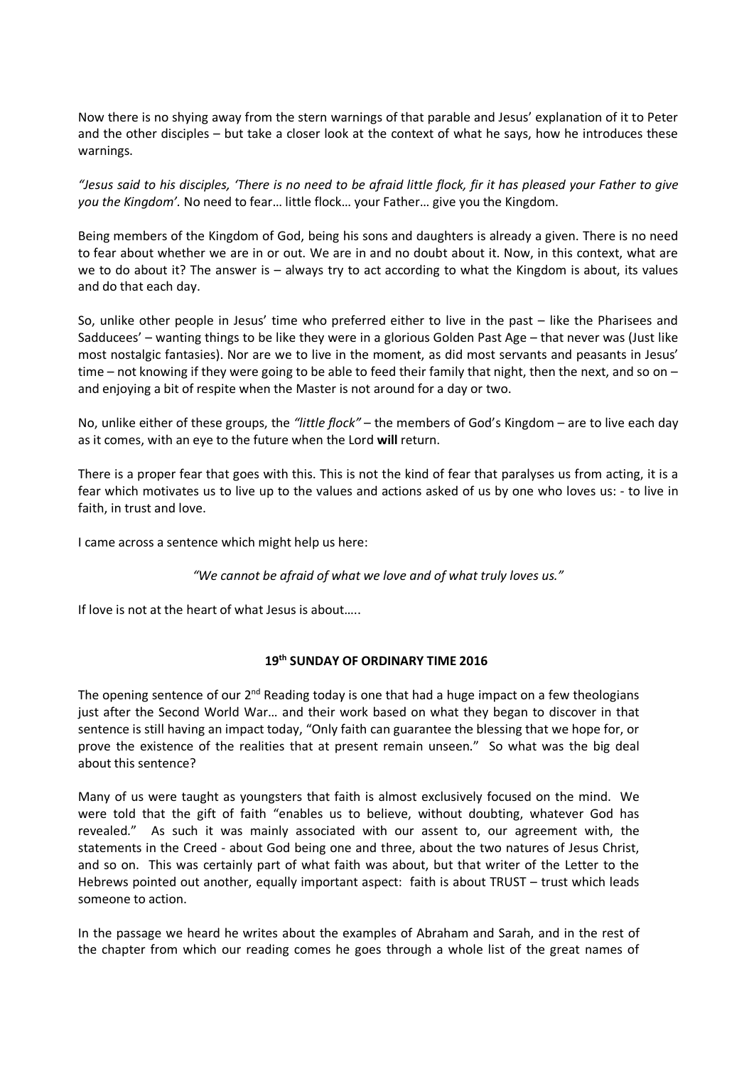Now there is no shying away from the stern warnings of that parable and Jesus' explanation of it to Peter and the other disciples – but take a closer look at the context of what he says, how he introduces these warnings.

*"Jesus said to his disciples, 'There is no need to be afraid little flock, fir it has pleased your Father to give you the Kingdom'.* No need to fear… little flock… your Father… give you the Kingdom.

Being members of the Kingdom of God, being his sons and daughters is already a given. There is no need to fear about whether we are in or out. We are in and no doubt about it. Now, in this context, what are we to do about it? The answer is – always try to act according to what the Kingdom is about, its values and do that each day.

So, unlike other people in Jesus' time who preferred either to live in the past – like the Pharisees and Sadducees' – wanting things to be like they were in a glorious Golden Past Age – that never was (Just like most nostalgic fantasies). Nor are we to live in the moment, as did most servants and peasants in Jesus' time – not knowing if they were going to be able to feed their family that night, then the next, and so on – and enjoying a bit of respite when the Master is not around for a day or two.

No, unlike either of these groups, the *"little flock"* – the members of God's Kingdom – are to live each day as it comes, with an eye to the future when the Lord **will** return.

There is a proper fear that goes with this. This is not the kind of fear that paralyses us from acting, it is a fear which motivates us to live up to the values and actions asked of us by one who loves us: - to live in faith, in trust and love.

I came across a sentence which might help us here:

*"We cannot be afraid of what we love and of what truly loves us."*

If love is not at the heart of what Jesus is about…..

## 19th SUNDAY OF ORDINARY TIME 2016

The opening sentence of our 2nd Reading today is one that had a huge impact on a few theologians just after the Second World War… and their work based on what they began to discover in that sentence is still having an impact today, "Only faith can guarantee the blessing that we hope for, or prove the existence of the realities that at present remain unseen." So what was the big deal about this sentence?

Many of us were taught as youngsters that faith is almost exclusively focused on the mind. We were told that the gift of faith "enables us to believe, without doubting, whatever God has revealed." As such it was mainly associated with our assent to, our agreement with, the statements in the Creed - about God being one and three, about the two natures of Jesus Christ, and so on. This was certainly part of what faith was about, but that writer of the Letter to the Hebrews pointed out another, equally important aspect: faith is about TRUST – trust which leads someone to action.

In the passage we heard he writes about the examples of Abraham and Sarah, and in the rest of the chapter from which our reading comes he goes through a whole list of the great names of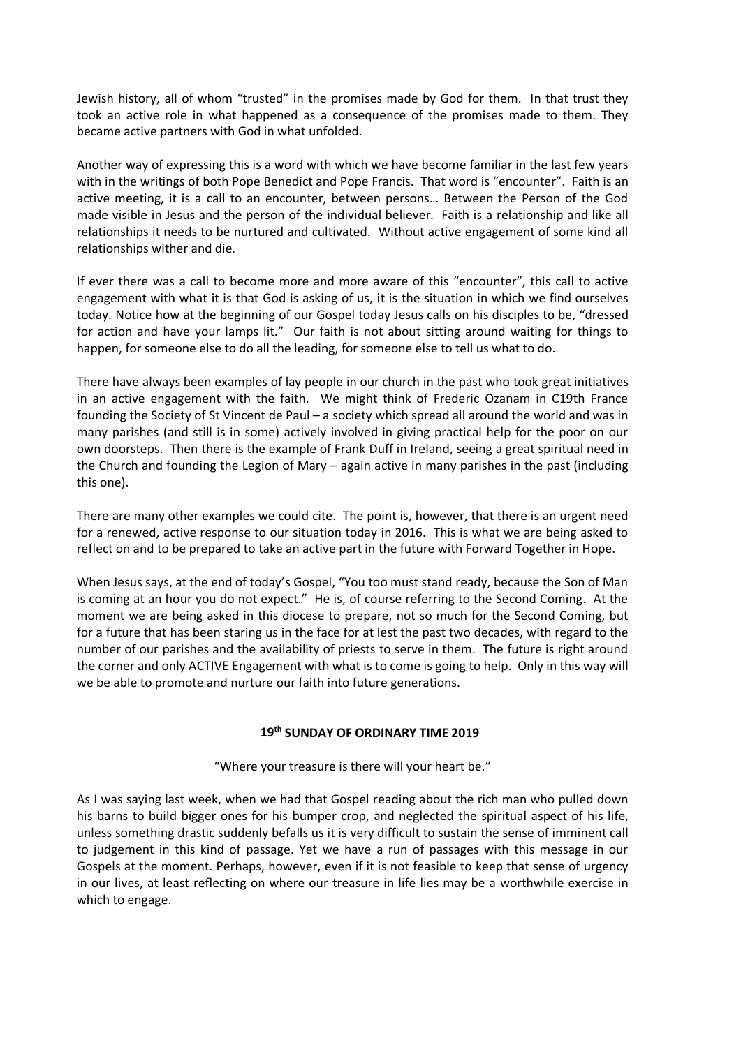Jewish history, all of whom "trusted" in the promises made by God for them. In that trust they took an active role in what happened as a consequence of the promises made to them. They became active partners with God in what unfolded.

Another way of expressing this is a word with which we have become familiar in the last few years with in the writings of both Pope Benedict and Pope Francis. That word is "encounter". Faith is an active meeting, it is a call to an encounter, between persons… Between the Person of the God made visible in Jesus and the person of the individual believer. Faith is a relationship and like all relationships it needs to be nurtured and cultivated. Without active engagement of some kind all relationships wither and die.

If ever there was a call to become more and more aware of this "encounter", this call to active engagement with what it is that God is asking of us, it is the situation in which we find ourselves today. Notice how at the beginning of our Gospel today Jesus calls on his disciples to be, "dressed for action and have your lamps lit." Our faith is not about sitting around waiting for things to happen, for someone else to do all the leading, for someone else to tell us what to do.

There have always been examples of lay people in our church in the past who took great initiatives in an active engagement with the faith. We might think of Frederic Ozanam in C19th France founding the Society of St Vincent de Paul – a society which spread all around the world and was in many parishes (and still is in some) actively involved in giving practical help for the poor on our own doorsteps. Then there is the example of Frank Duff in Ireland, seeing a great spiritual need in the Church and founding the Legion of Mary – again active in many parishes in the past (including this one).

There are many other examples we could cite. The point is, however, that there is an urgent need for a renewed, active response to our situation today in 2016. This is what we are being asked to reflect on and to be prepared to take an active part in the future with Forward Together in Hope.

When Jesus says, at the end of today's Gospel, "You too must stand ready, because the Son of Man is coming at an hour you do not expect." He is, of course referring to the Second Coming. At the moment we are being asked in this diocese to prepare, not so much for the Second Coming, but for a future that has been staring us in the face for at lest the past two decades, with regard to the number of our parishes and the availability of priests to serve in them. The future is right around the corner and only ACTIVE Engagement with what is to come is going to help. Only in this way will we be able to promote and nurture our faith into future generations.

## 19th SUNDAY OF ORDINARY TIME 2019

"Where your treasure is there will your heart be."

As I was saying last week, when we had that Gospel reading about the rich man who pulled down his barns to build bigger ones for his bumper crop, and neglected the spiritual aspect of his life, unless something drastic suddenly befalls us it is very difficult to sustain the sense of imminent call to judgement in this kind of passage. Yet we have a run of passages with this message in our Gospels at the moment. Perhaps, however, even if it is not feasible to keep that sense of urgency in our lives, at least reflecting on where our treasure in life lies may be a worthwhile exercise in which to engage.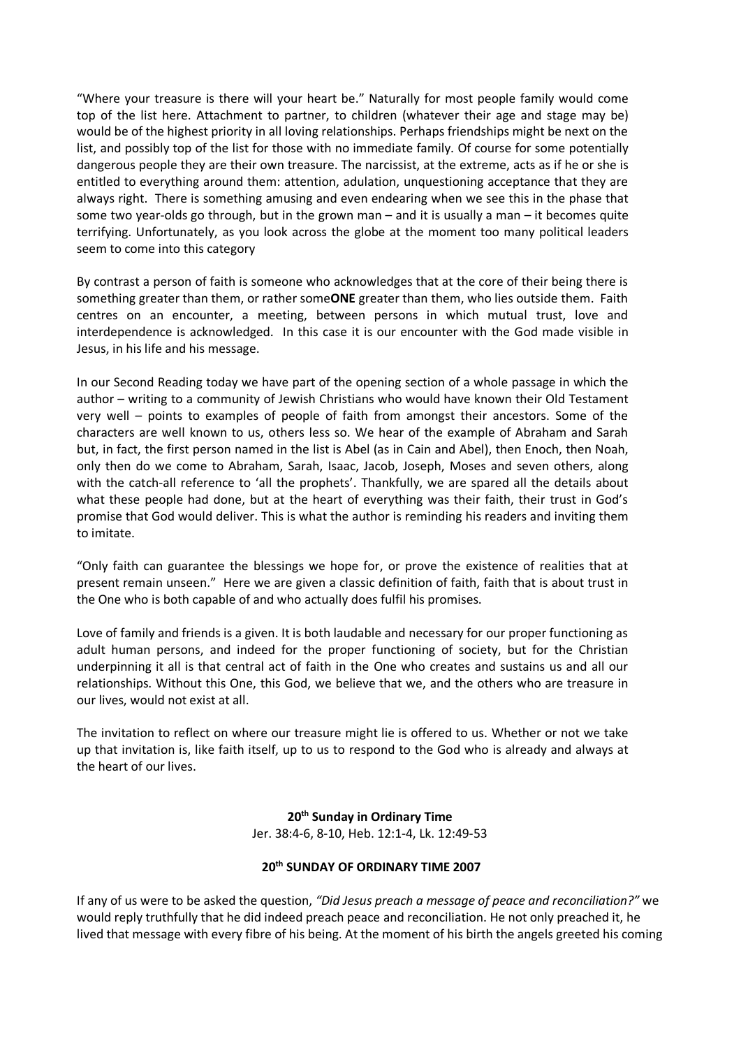"Where your treasure is there will your heart be." Naturally for most people family would come top of the list here. Attachment to partner, to children (whatever their age and stage may be) would be of the highest priority in all loving relationships. Perhaps friendships might be next on the list, and possibly top of the list for those with no immediate family. Of course for some potentially dangerous people they are their own treasure. The narcissist, at the extreme, acts as if he or she is entitled to everything around them: attention, adulation, unquestioning acceptance that they are always right. There is something amusing and even endearing when we see this in the phase that some two year-olds go through, but in the grown man – and it is usually a man – it becomes quite terrifying. Unfortunately, as you look across the globe at the moment too many political leaders seem to come into this category

By contrast a person of faith is someone who acknowledges that at the core of their being there is something greater than them, or rather some**ONE** greater than them, who lies outside them. Faith centres on an encounter, a meeting, between persons in which mutual trust, love and interdependence is acknowledged. In this case it is our encounter with the God made visible in Jesus, in his life and his message.

In our Second Reading today we have part of the opening section of a whole passage in which the author – writing to a community of Jewish Christians who would have known their Old Testament very well – points to examples of people of faith from amongst their ancestors. Some of the characters are well known to us, others less so. We hear of the example of Abraham and Sarah but, in fact, the first person named in the list is Abel (as in Cain and Abel), then Enoch, then Noah, only then do we come to Abraham, Sarah, Isaac, Jacob, Joseph, Moses and seven others, along with the catch-all reference to 'all the prophets'. Thankfully, we are spared all the details about what these people had done, but at the heart of everything was their faith, their trust in God's promise that God would deliver. This is what the author is reminding his readers and inviting them to imitate.

"Only faith can guarantee the blessings we hope for, or prove the existence of realities that at present remain unseen." Here we are given a classic definition of faith, faith that is about trust in the One who is both capable of and who actually does fulfil his promises.

Love of family and friends is a given. It is both laudable and necessary for our proper functioning as adult human persons, and indeed for the proper functioning of society, but for the Christian underpinning it all is that central act of faith in the One who creates and sustains us and all our relationships. Without this One, this God, we believe that we, and the others who are treasure in our lives, would not exist at all.

The invitation to reflect on where our treasure might lie is offered to us. Whether or not we take up that invitation is, like faith itself, up to us to respond to the God who is already and always at the heart of our lives.

## 20th Sunday in Ordinary Time

Jer. 38:4-6, 8-10, Heb. 12:1-4, Lk. 12:49-53

### 20th SUNDAY OF ORDINARY TIME 2007

If any of us were to be asked the question, *"Did Jesus preach a message of peace and reconciliation?"* we would reply truthfully that he did indeed preach peace and reconciliation. He not only preached it, he lived that message with every fibre of his being. At the moment of his birth the angels greeted his coming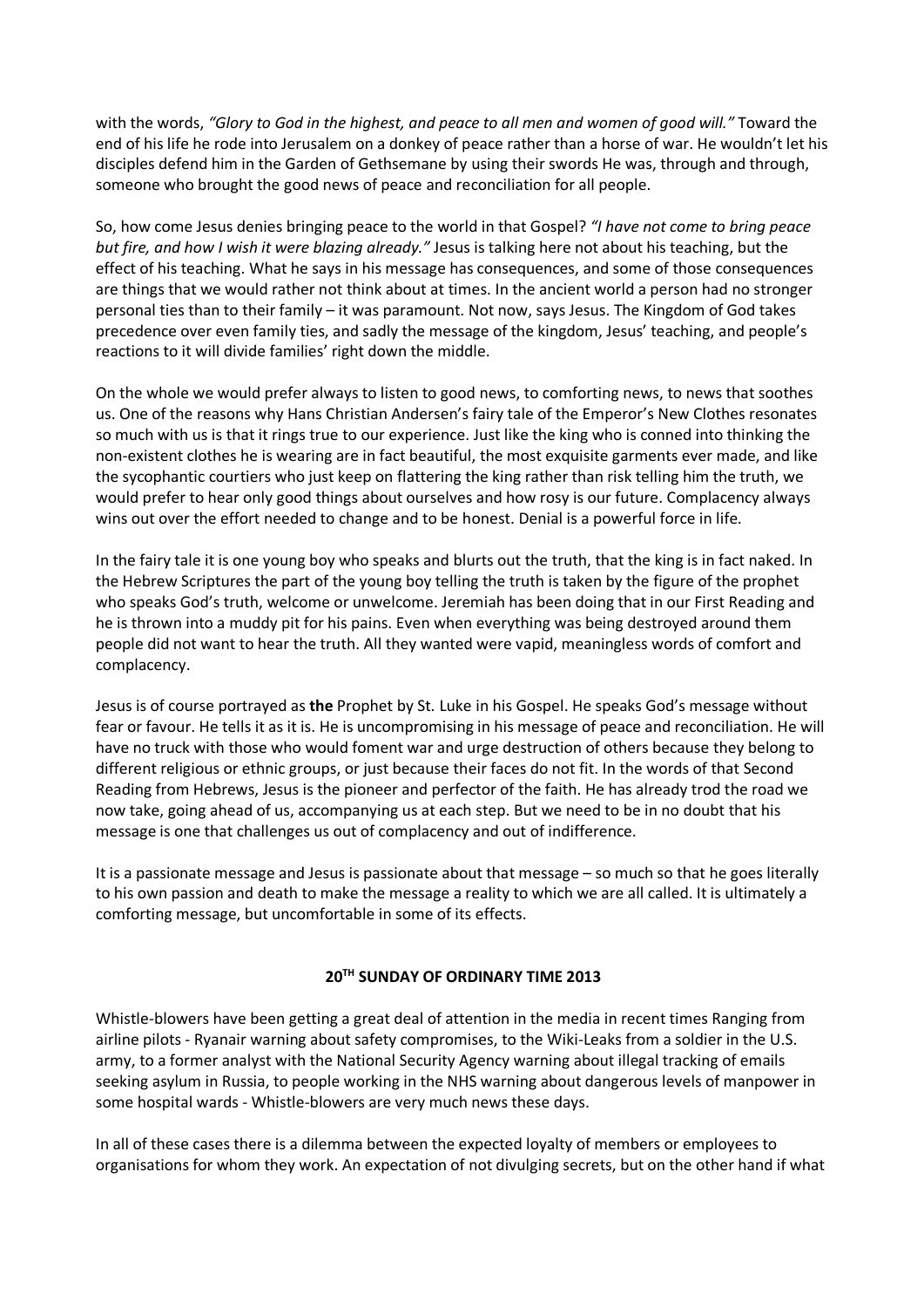with the words, *"Glory to God in the highest, and peace to all men and women of good will."* Toward the end of his life he rode into Jerusalem on a donkey of peace rather than a horse of war. He wouldn't let his disciples defend him in the Garden of Gethsemane by using their swords He was, through and through, someone who brought the good news of peace and reconciliation for all people.

So, how come Jesus denies bringing peace to the world in that Gospel? *"I have not come to bring peace but fire, and how I wish it were blazing already."* Jesus is talking here not about his teaching, but the effect of his teaching. What he says in his message has consequences, and some of those consequences are things that we would rather not think about at times. In the ancient world a person had no stronger personal ties than to their family – it was paramount. Not now, says Jesus. The Kingdom of God takes precedence over even family ties, and sadly the message of the kingdom, Jesus' teaching, and people's reactions to it will divide families' right down the middle.

On the whole we would prefer always to listen to good news, to comforting news, to news that soothes us. One of the reasons why Hans Christian Andersen's fairy tale of the Emperor's New Clothes resonates so much with us is that it rings true to our experience. Just like the king who is conned into thinking the non-existent clothes he is wearing are in fact beautiful, the most exquisite garments ever made, and like the sycophantic courtiers who just keep on flattering the king rather than risk telling him the truth, we would prefer to hear only good things about ourselves and how rosy is our future. Complacency always wins out over the effort needed to change and to be honest. Denial is a powerful force in life.

In the fairy tale it is one young boy who speaks and blurts out the truth, that the king is in fact naked. In the Hebrew Scriptures the part of the young boy telling the truth is taken by the figure of the prophet who speaks God's truth, welcome or unwelcome. Jeremiah has been doing that in our First Reading and he is thrown into a muddy pit for his pains. Even when everything was being destroyed around them people did not want to hear the truth. All they wanted were vapid, meaningless words of comfort and complacency.

Jesus is of course portrayed as **the** Prophet by St. Luke in his Gospel. He speaks God's message without fear or favour. He tells it as it is. He is uncompromising in his message of peace and reconciliation. He will have no truck with those who would foment war and urge destruction of others because they belong to different religious or ethnic groups, or just because their faces do not fit. In the words of that Second Reading from Hebrews, Jesus is the pioneer and perfector of the faith. He has already trod the road we now take, going ahead of us, accompanying us at each step. But we need to be in no doubt that his message is one that challenges us out of complacency and out of indifference.

It is a passionate message and Jesus is passionate about that message – so much so that he goes literally to his own passion and death to make the message a reality to which we are all called. It is ultimately a comforting message, but uncomfortable in some of its effects.

## 20TH SUNDAY OF ORDINARY TIME 2013

Whistle-blowers have been getting a great deal of attention in the media in recent times Ranging from airline pilots - Ryanair warning about safety compromises, to the Wiki-Leaks from a soldier in the U.S. army, to a former analyst with the National Security Agency warning about illegal tracking of emails seeking asylum in Russia, to people working in the NHS warning about dangerous levels of manpower in some hospital wards - Whistle-blowers are very much news these days.

In all of these cases there is a dilemma between the expected loyalty of members or employees to organisations for whom they work. An expectation of not divulging secrets, but on the other hand if what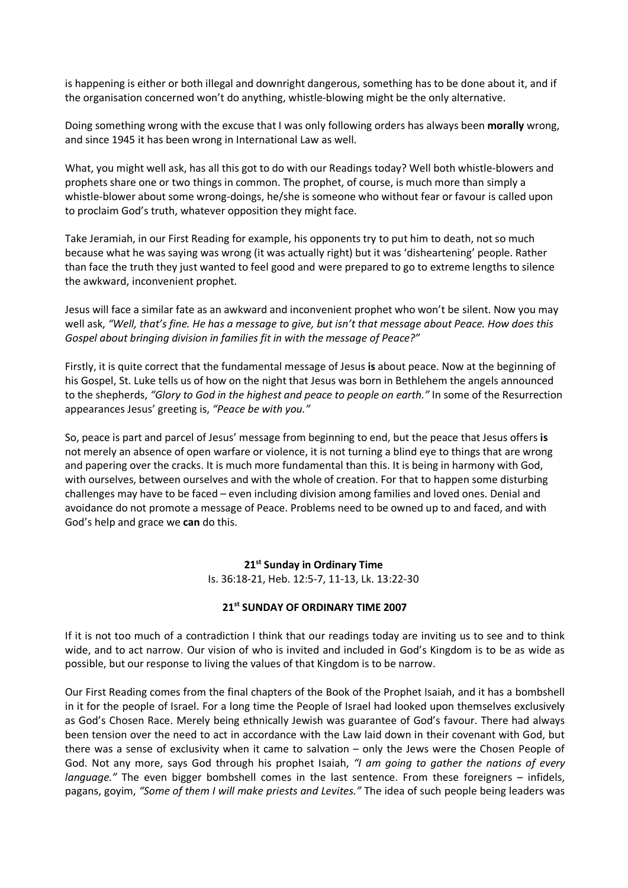is happening is either or both illegal and downright dangerous, something has to be done about it, and if the organisation concerned won't do anything, whistle-blowing might be the only alternative.

Doing something wrong with the excuse that I was only following orders has always been **morally** wrong, and since 1945 it has been wrong in International Law as well.

What, you might well ask, has all this got to do with our Readings today? Well both whistle-blowers and prophets share one or two things in common. The prophet, of course, is much more than simply a whistle-blower about some wrong-doings, he/she is someone who without fear or favour is called upon to proclaim God's truth, whatever opposition they might face.

Take Jeramiah, in our First Reading for example, his opponents try to put him to death, not so much because what he was saying was wrong (it was actually right) but it was 'disheartening' people. Rather than face the truth they just wanted to feel good and were prepared to go to extreme lengths to silence the awkward, inconvenient prophet.

Jesus will face a similar fate as an awkward and inconvenient prophet who won't be silent. Now you may well ask, *"Well, that's fine. He has a message to give, but isn't that message about Peace. How does this Gospel about bringing division in families fit in with the message of Peace?"*

Firstly, it is quite correct that the fundamental message of Jesus **is** about peace. Now at the beginning of his Gospel, St. Luke tells us of how on the night that Jesus was born in Bethlehem the angels announced to the shepherds, *"Glory to God in the highest and peace to people on earth."* In some of the Resurrection appearances Jesus' greeting is, *"Peace be with you."*

So, peace is part and parcel of Jesus' message from beginning to end, but the peace that Jesus offers **is** not merely an absence of open warfare or violence, it is not turning a blind eye to things that are wrong and papering over the cracks. It is much more fundamental than this. It is being in harmony with God, with ourselves, between ourselves and with the whole of creation. For that to happen some disturbing challenges may have to be faced – even including division among families and loved ones. Denial and avoidance do not promote a message of Peace. Problems need to be owned up to and faced, and with God's help and grace we **can** do this.

## 21st Sunday in Ordinary Time

Is. 36:18-21, Heb. 12:5-7, 11-13, Lk. 13:22-30

### 21st SUNDAY OF ORDINARY TIME 2007

If it is not too much of a contradiction I think that our readings today are inviting us to see and to think wide, and to act narrow. Our vision of who is invited and included in God's Kingdom is to be as wide as possible, but our response to living the values of that Kingdom is to be narrow.

Our First Reading comes from the final chapters of the Book of the Prophet Isaiah, and it has a bombshell in it for the people of Israel. For a long time the People of Israel had looked upon themselves exclusively as God's Chosen Race. Merely being ethnically Jewish was guarantee of God's favour. There had always been tension over the need to act in accordance with the Law laid down in their covenant with God, but there was a sense of exclusivity when it came to salvation – only the Jews were the Chosen People of God. Not any more, says God through his prophet Isaiah, *"I am going to gather the nations of every language."* The even bigger bombshell comes in the last sentence. From these foreigners – infidels, pagans, goyim, *"Some of them I will make priests and Levites."* The idea of such people being leaders was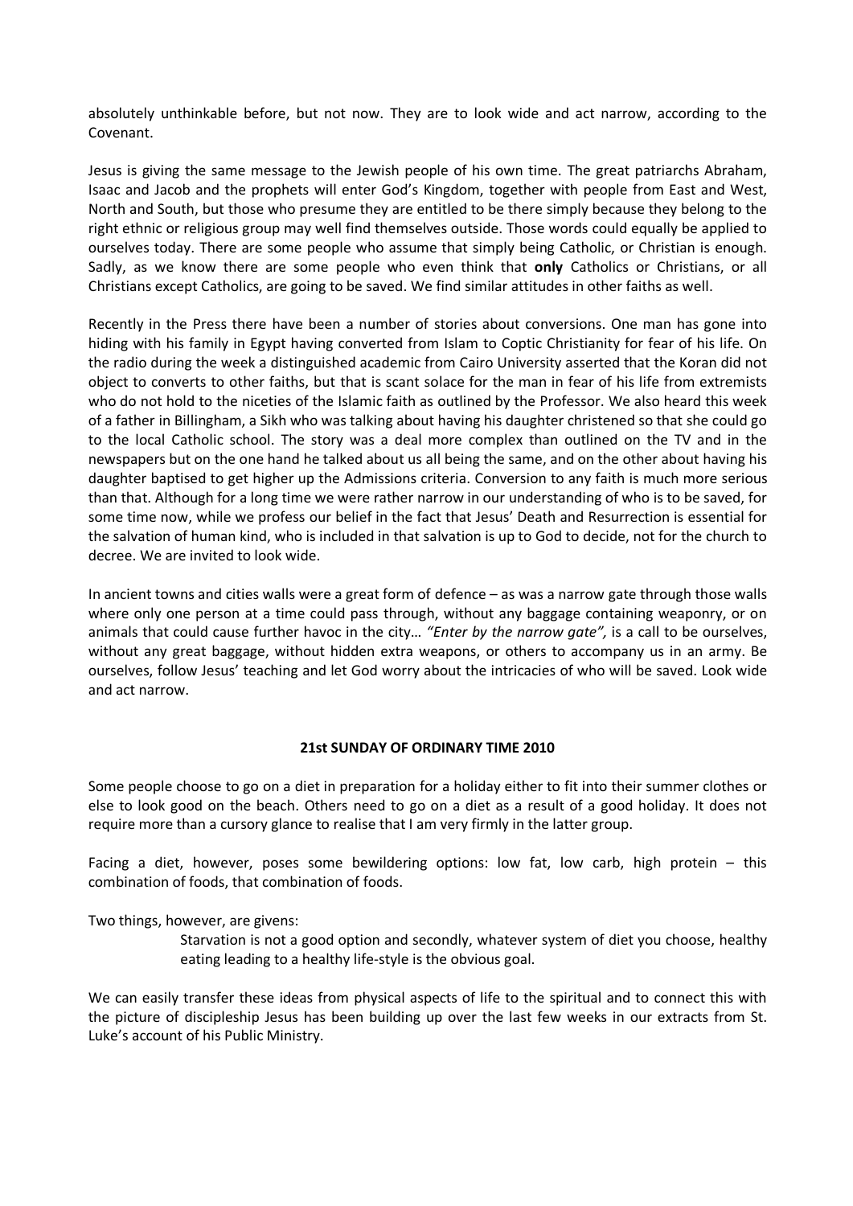absolutely unthinkable before, but not now. They are to look wide and act narrow, according to the Covenant.

Jesus is giving the same message to the Jewish people of his own time. The great patriarchs Abraham, Isaac and Jacob and the prophets will enter God's Kingdom, together with people from East and West, North and South, but those who presume they are entitled to be there simply because they belong to the right ethnic or religious group may well find themselves outside. Those words could equally be applied to ourselves today. There are some people who assume that simply being Catholic, or Christian is enough. Sadly, as we know there are some people who even think that **only** Catholics or Christians, or all Christians except Catholics, are going to be saved. We find similar attitudes in other faiths as well.

Recently in the Press there have been a number of stories about conversions. One man has gone into hiding with his family in Egypt having converted from Islam to Coptic Christianity for fear of his life. On the radio during the week a distinguished academic from Cairo University asserted that the Koran did not object to converts to other faiths, but that is scant solace for the man in fear of his life from extremists who do not hold to the niceties of the Islamic faith as outlined by the Professor. We also heard this week of a father in Billingham, a Sikh who was talking about having his daughter christened so that she could go to the local Catholic school. The story was a deal more complex than outlined on the TV and in the newspapers but on the one hand he talked about us all being the same, and on the other about having his daughter baptised to get higher up the Admissions criteria. Conversion to any faith is much more serious than that. Although for a long time we were rather narrow in our understanding of who is to be saved, for some time now, while we profess our belief in the fact that Jesus' Death and Resurrection is essential for the salvation of human kind, who is included in that salvation is up to God to decide, not for the church to decree. We are invited to look wide.

In ancient towns and cities walls were a great form of defence – as was a narrow gate through those walls where only one person at a time could pass through, without any baggage containing weaponry, or on animals that could cause further havoc in the city… *"Enter by the narrow gate",* is a call to be ourselves, without any great baggage, without hidden extra weapons, or others to accompany us in an army. Be ourselves, follow Jesus' teaching and let God worry about the intricacies of who will be saved. Look wide and act narrow.

## 21st SUNDAY OF ORDINARY TIME 2010

Some people choose to go on a diet in preparation for a holiday either to fit into their summer clothes or else to look good on the beach. Others need to go on a diet as a result of a good holiday. It does not require more than a cursory glance to realise that I am very firmly in the latter group.

Facing a diet, however, poses some bewildering options: low fat, low carb, high protein – this combination of foods, that combination of foods.

Two things, however, are givens:

> Starvation is not a good option and secondly, whatever system of diet you choose, healthy eating leading to a healthy life-style is the obvious goal.

We can easily transfer these ideas from physical aspects of life to the spiritual and to connect this with the picture of discipleship Jesus has been building up over the last few weeks in our extracts from St. Luke's account of his Public Ministry.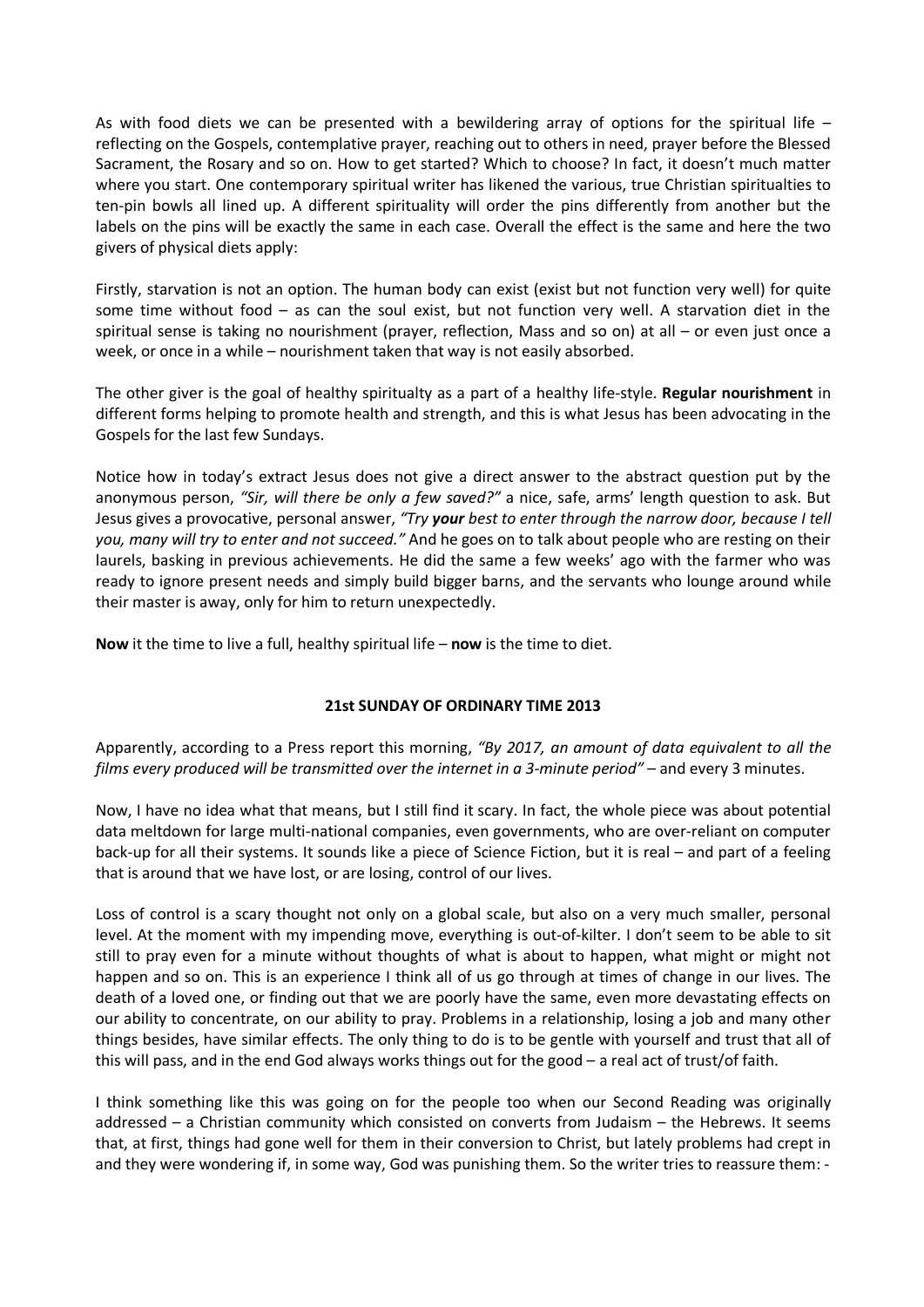As with food diets we can be presented with a bewildering array of options for the spiritual life – reflecting on the Gospels, contemplative prayer, reaching out to others in need, prayer before the Blessed Sacrament, the Rosary and so on. How to get started? Which to choose? In fact, it doesn't much matter where you start. One contemporary spiritual writer has likened the various, true Christian spiritualties to ten-pin bowls all lined up. A different spirituality will order the pins differently from another but the labels on the pins will be exactly the same in each case. Overall the effect is the same and here the two givers of physical diets apply:

Firstly, starvation is not an option. The human body can exist (exist but not function very well) for quite some time without food – as can the soul exist, but not function very well. A starvation diet in the spiritual sense is taking no nourishment (prayer, reflection, Mass and so on) at all – or even just once a week, or once in a while – nourishment taken that way is not easily absorbed.

The other giver is the goal of healthy spiritualty as a part of a healthy life-style. **Regular nourishment** in different forms helping to promote health and strength, and this is what Jesus has been advocating in the Gospels for the last few Sundays.

Notice how in today's extract Jesus does not give a direct answer to the abstract question put by the anonymous person, *"Sir, will there be only a few saved?"* a nice, safe, arms' length question to ask. But Jesus gives a provocative, personal answer, *"Try **your** best to enter through the narrow door, because I tell you, many will try to enter and not succeed."* And he goes on to talk about people who are resting on their laurels, basking in previous achievements. He did the same a few weeks' ago with the farmer who was ready to ignore present needs and simply build bigger barns, and the servants who lounge around while their master is away, only for him to return unexpectedly.

**Now** it the time to live a full, healthy spiritual life – **now** is the time to diet.

## 21st SUNDAY OF ORDINARY TIME 2013

Apparently, according to a Press report this morning, *"By 2017, an amount of data equivalent to all the films every produced will be transmitted over the internet in a 3-minute period"* – and every 3 minutes.

Now, I have no idea what that means, but I still find it scary. In fact, the whole piece was about potential data meltdown for large multi-national companies, even governments, who are over-reliant on computer back-up for all their systems. It sounds like a piece of Science Fiction, but it is real – and part of a feeling that is around that we have lost, or are losing, control of our lives.

Loss of control is a scary thought not only on a global scale, but also on a very much smaller, personal level. At the moment with my impending move, everything is out-of-kilter. I don't seem to be able to sit still to pray even for a minute without thoughts of what is about to happen, what might or might not happen and so on. This is an experience I think all of us go through at times of change in our lives. The death of a loved one, or finding out that we are poorly have the same, even more devastating effects on our ability to concentrate, on our ability to pray. Problems in a relationship, losing a job and many other things besides, have similar effects. The only thing to do is to be gentle with yourself and trust that all of this will pass, and in the end God always works things out for the good – a real act of trust/of faith.

I think something like this was going on for the people too when our Second Reading was originally addressed – a Christian community which consisted on converts from Judaism – the Hebrews. It seems that, at first, things had gone well for them in their conversion to Christ, but lately problems had crept in and they were wondering if, in some way, God was punishing them. So the writer tries to reassure them: -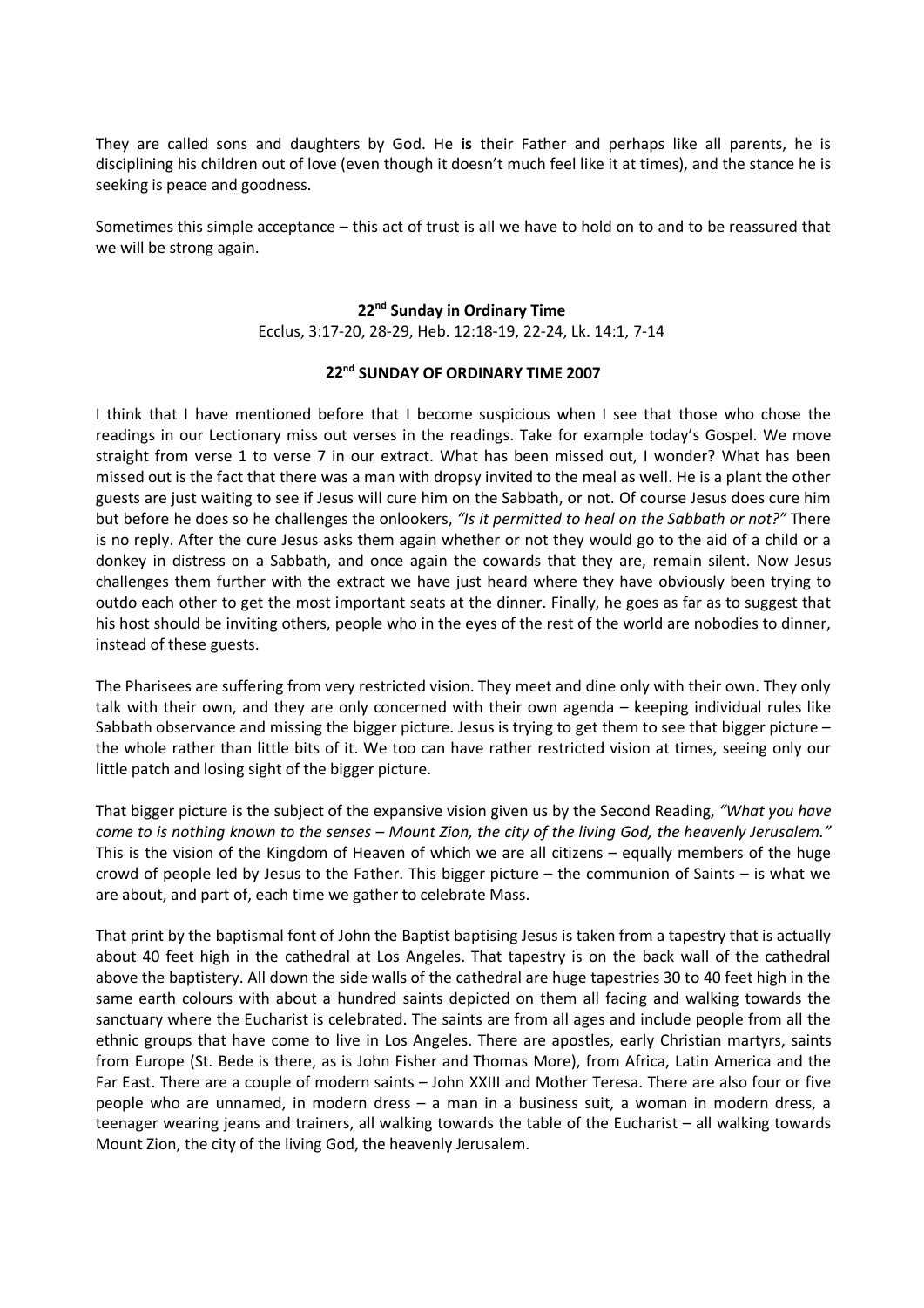They are called sons and daughters by God. He **is** their Father and perhaps like all parents, he is disciplining his children out of love (even though it doesn't much feel like it at times), and the stance he is seeking is peace and goodness.

Sometimes this simple acceptance – this act of trust is all we have to hold on to and to be reassured that we will be strong again.

## 22nd Sunday in Ordinary Time

Ecclus, 3:17-20, 28-29, Heb. 12:18-19, 22-24, Lk. 14:1, 7-14

### 22nd SUNDAY OF ORDINARY TIME 2007

I think that I have mentioned before that I become suspicious when I see that those who chose the readings in our Lectionary miss out verses in the readings. Take for example today's Gospel. We move straight from verse 1 to verse 7 in our extract. What has been missed out, I wonder? What has been missed out is the fact that there was a man with dropsy invited to the meal as well. He is a plant the other guests are just waiting to see if Jesus will cure him on the Sabbath, or not. Of course Jesus does cure him but before he does so he challenges the onlookers, *"Is it permitted to heal on the Sabbath or not?"* There is no reply. After the cure Jesus asks them again whether or not they would go to the aid of a child or a donkey in distress on a Sabbath, and once again the cowards that they are, remain silent. Now Jesus challenges them further with the extract we have just heard where they have obviously been trying to outdo each other to get the most important seats at the dinner. Finally, he goes as far as to suggest that his host should be inviting others, people who in the eyes of the rest of the world are nobodies to dinner, instead of these guests.

The Pharisees are suffering from very restricted vision. They meet and dine only with their own. They only talk with their own, and they are only concerned with their own agenda – keeping individual rules like Sabbath observance and missing the bigger picture. Jesus is trying to get them to see that bigger picture – the whole rather than little bits of it. We too can have rather restricted vision at times, seeing only our little patch and losing sight of the bigger picture.

That bigger picture is the subject of the expansive vision given us by the Second Reading, *"What you have come to is nothing known to the senses – Mount Zion, the city of the living God, the heavenly Jerusalem."* This is the vision of the Kingdom of Heaven of which we are all citizens – equally members of the huge crowd of people led by Jesus to the Father. This bigger picture – the communion of Saints – is what we are about, and part of, each time we gather to celebrate Mass.

That print by the baptismal font of John the Baptist baptising Jesus is taken from a tapestry that is actually about 40 feet high in the cathedral at Los Angeles. That tapestry is on the back wall of the cathedral above the baptistery. All down the side walls of the cathedral are huge tapestries 30 to 40 feet high in the same earth colours with about a hundred saints depicted on them all facing and walking towards the sanctuary where the Eucharist is celebrated. The saints are from all ages and include people from all the ethnic groups that have come to live in Los Angeles. There are apostles, early Christian martyrs, saints from Europe (St. Bede is there, as is John Fisher and Thomas More), from Africa, Latin America and the Far East. There are a couple of modern saints – John XXIII and Mother Teresa. There are also four or five people who are unnamed, in modern dress – a man in a business suit, a woman in modern dress, a teenager wearing jeans and trainers, all walking towards the table of the Eucharist – all walking towards Mount Zion, the city of the living God, the heavenly Jerusalem.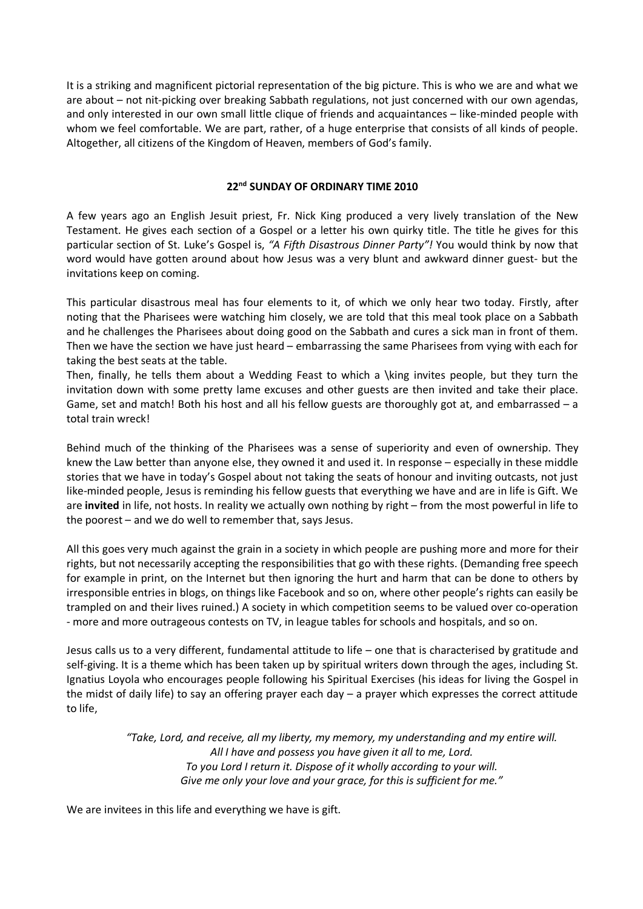It is a striking and magnificent pictorial representation of the big picture. This is who we are and what we are about – not nit-picking over breaking Sabbath regulations, not just concerned with our own agendas, and only interested in our own small little clique of friends and acquaintances – like-minded people with whom we feel comfortable. We are part, rather, of a huge enterprise that consists of all kinds of people. Altogether, all citizens of the Kingdom of Heaven, members of God's family.

## 22nd SUNDAY OF ORDINARY TIME 2010

A few years ago an English Jesuit priest, Fr. Nick King produced a very lively translation of the New Testament. He gives each section of a Gospel or a letter his own quirky title. The title he gives for this particular section of St. Luke's Gospel is, *"A Fifth Disastrous Dinner Party"!* You would think by now that word would have gotten around about how Jesus was a very blunt and awkward dinner guest- but the invitations keep on coming.

This particular disastrous meal has four elements to it, of which we only hear two today. Firstly, after noting that the Pharisees were watching him closely, we are told that this meal took place on a Sabbath and he challenges the Pharisees about doing good on the Sabbath and cures a sick man in front of them. Then we have the section we have just heard – embarrassing the same Pharisees from vying with each for taking the best seats at the table.

Then, finally, he tells them about a Wedding Feast to which a \king invites people, but they turn the invitation down with some pretty lame excuses and other guests are then invited and take their place. Game, set and match! Both his host and all his fellow guests are thoroughly got at, and embarrassed – a total train wreck!

Behind much of the thinking of the Pharisees was a sense of superiority and even of ownership. They knew the Law better than anyone else, they owned it and used it. In response – especially in these middle stories that we have in today's Gospel about not taking the seats of honour and inviting outcasts, not just like-minded people, Jesus is reminding his fellow guests that everything we have and are in life is Gift. We are **invited** in life, not hosts. In reality we actually own nothing by right – from the most powerful in life to the poorest – and we do well to remember that, says Jesus.

All this goes very much against the grain in a society in which people are pushing more and more for their rights, but not necessarily accepting the responsibilities that go with these rights. (Demanding free speech for example in print, on the Internet but then ignoring the hurt and harm that can be done to others by irresponsible entries in blogs, on things like Facebook and so on, where other people's rights can easily be trampled on and their lives ruined.) A society in which competition seems to be valued over co-operation - more and more outrageous contests on TV, in league tables for schools and hospitals, and so on.

Jesus calls us to a very different, fundamental attitude to life – one that is characterised by gratitude and self-giving. It is a theme which has been taken up by spiritual writers down through the ages, including St. Ignatius Loyola who encourages people following his Spiritual Exercises (his ideas for living the Gospel in the midst of daily life) to say an offering prayer each day – a prayer which expresses the correct attitude to life,

> *"Take, Lord, and receive, all my liberty, my memory, my understanding and my entire will.*
> *All I have and possess you have given it all to me, Lord.*
> *To you Lord I return it. Dispose of it wholly according to your will.*
> *Give me only your love and your grace, for this is sufficient for me."*

We are invitees in this life and everything we have is gift.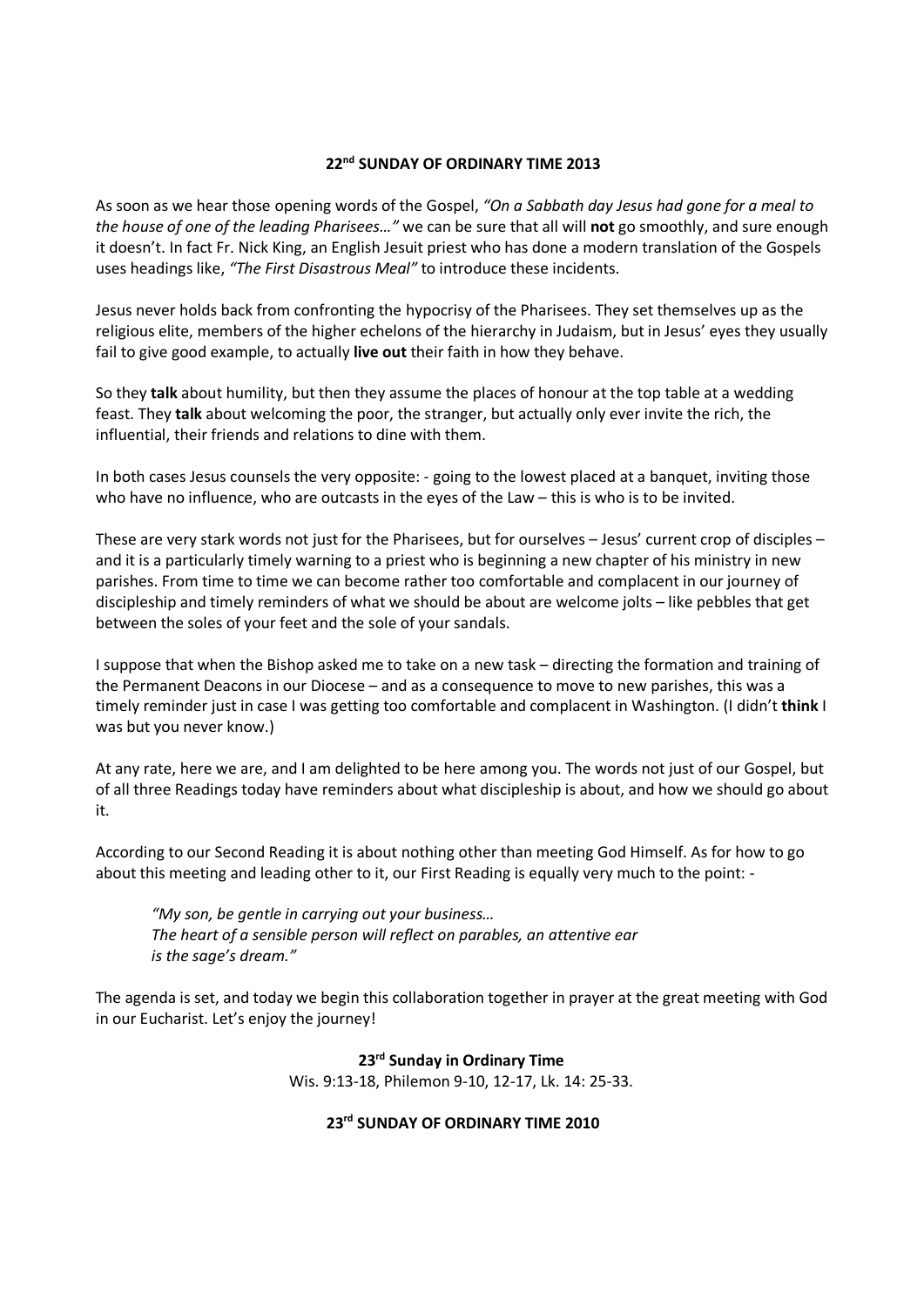## 22nd SUNDAY OF ORDINARY TIME 2013

As soon as we hear those opening words of the Gospel, *"On a Sabbath day Jesus had gone for a meal to the house of one of the leading Pharisees…"* we can be sure that all will **not** go smoothly, and sure enough it doesn't. In fact Fr. Nick King, an English Jesuit priest who has done a modern translation of the Gospels uses headings like, *"The First Disastrous Meal"* to introduce these incidents.

Jesus never holds back from confronting the hypocrisy of the Pharisees. They set themselves up as the religious elite, members of the higher echelons of the hierarchy in Judaism, but in Jesus' eyes they usually fail to give good example, to actually **live out** their faith in how they behave.

So they **talk** about humility, but then they assume the places of honour at the top table at a wedding feast. They **talk** about welcoming the poor, the stranger, but actually only ever invite the rich, the influential, their friends and relations to dine with them.

In both cases Jesus counsels the very opposite: - going to the lowest placed at a banquet, inviting those who have no influence, who are outcasts in the eyes of the Law – this is who is to be invited.

These are very stark words not just for the Pharisees, but for ourselves – Jesus' current crop of disciples – and it is a particularly timely warning to a priest who is beginning a new chapter of his ministry in new parishes. From time to time we can become rather too comfortable and complacent in our journey of discipleship and timely reminders of what we should be about are welcome jolts – like pebbles that get between the soles of your feet and the sole of your sandals.

I suppose that when the Bishop asked me to take on a new task – directing the formation and training of the Permanent Deacons in our Diocese – and as a consequence to move to new parishes, this was a timely reminder just in case I was getting too comfortable and complacent in Washington. (I didn't **think** I was but you never know.)

At any rate, here we are, and I am delighted to be here among you. The words not just of our Gospel, but of all three Readings today have reminders about what discipleship is about, and how we should go about it.

According to our Second Reading it is about nothing other than meeting God Himself. As for how to go about this meeting and leading other to it, our First Reading is equally very much to the point: -

> *"My son, be gentle in carrying out your business…*
> *The heart of a sensible person will reflect on parables, an attentive ear is the sage's dream."*

The agenda is set, and today we begin this collaboration together in prayer at the great meeting with God in our Eucharist. Let's enjoy the journey!

**23rd Sunday in Ordinary Time**
Wis. 9:13-18, Philemon 9-10, 12-17, Lk. 14: 25-33.

## 23rd SUNDAY OF ORDINARY TIME 2010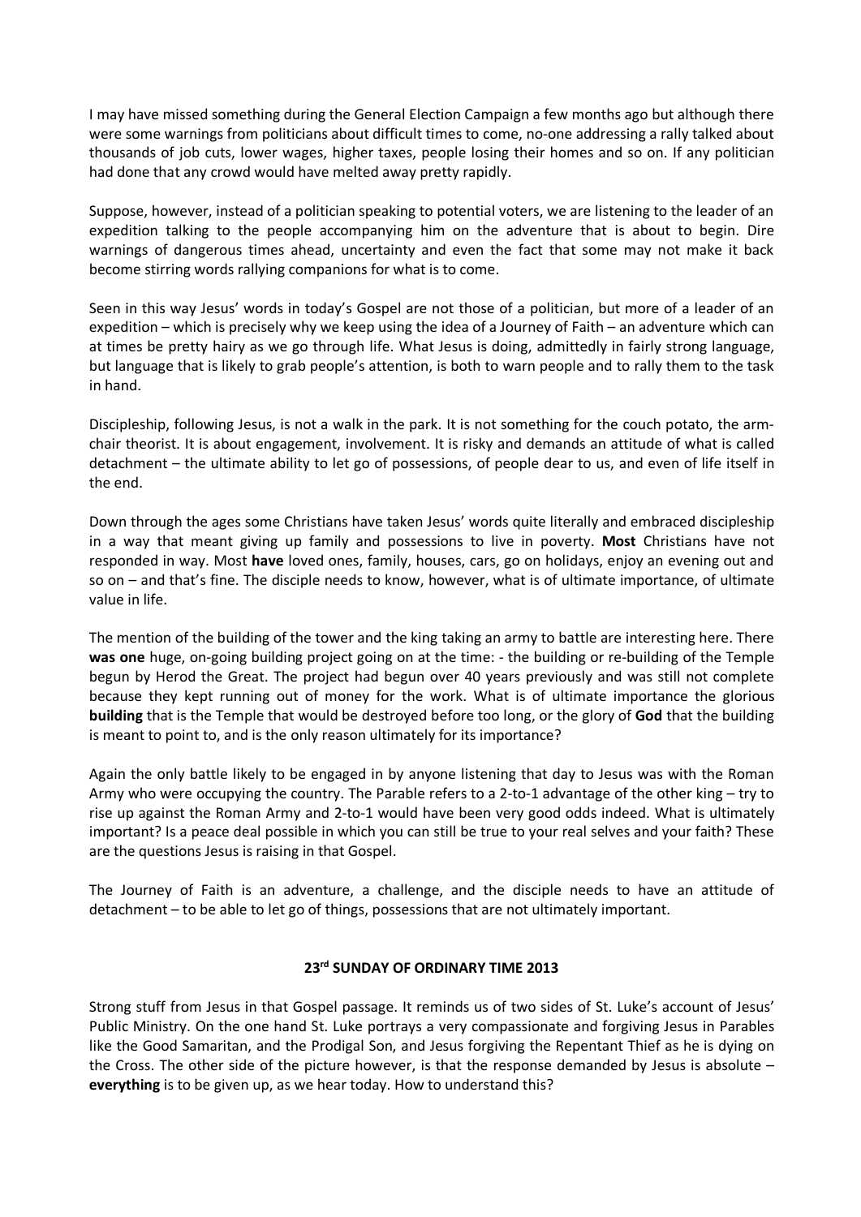I may have missed something during the General Election Campaign a few months ago but although there were some warnings from politicians about difficult times to come, no-one addressing a rally talked about thousands of job cuts, lower wages, higher taxes, people losing their homes and so on. If any politician had done that any crowd would have melted away pretty rapidly.

Suppose, however, instead of a politician speaking to potential voters, we are listening to the leader of an expedition talking to the people accompanying him on the adventure that is about to begin. Dire warnings of dangerous times ahead, uncertainty and even the fact that some may not make it back become stirring words rallying companions for what is to come.

Seen in this way Jesus' words in today's Gospel are not those of a politician, but more of a leader of an expedition – which is precisely why we keep using the idea of a Journey of Faith – an adventure which can at times be pretty hairy as we go through life. What Jesus is doing, admittedly in fairly strong language, but language that is likely to grab people's attention, is both to warn people and to rally them to the task in hand.

Discipleship, following Jesus, is not a walk in the park. It is not something for the couch potato, the arm-chair theorist. It is about engagement, involvement. It is risky and demands an attitude of what is called detachment – the ultimate ability to let go of possessions, of people dear to us, and even of life itself in the end.

Down through the ages some Christians have taken Jesus' words quite literally and embraced discipleship in a way that meant giving up family and possessions to live in poverty. **Most** Christians have not responded in way. Most **have** loved ones, family, houses, cars, go on holidays, enjoy an evening out and so on – and that's fine. The disciple needs to know, however, what is of ultimate importance, of ultimate value in life.

The mention of the building of the tower and the king taking an army to battle are interesting here. There **was one** huge, on-going building project going on at the time: - the building or re-building of the Temple begun by Herod the Great. The project had begun over 40 years previously and was still not complete because they kept running out of money for the work. What is of ultimate importance the glorious **building** that is the Temple that would be destroyed before too long, or the glory of **God** that the building is meant to point to, and is the only reason ultimately for its importance?

Again the only battle likely to be engaged in by anyone listening that day to Jesus was with the Roman Army who were occupying the country. The Parable refers to a 2-to-1 advantage of the other king – try to rise up against the Roman Army and 2-to-1 would have been very good odds indeed. What is ultimately important? Is a peace deal possible in which you can still be true to your real selves and your faith? These are the questions Jesus is raising in that Gospel.

The Journey of Faith is an adventure, a challenge, and the disciple needs to have an attitude of detachment – to be able to let go of things, possessions that are not ultimately important.

## 23rd SUNDAY OF ORDINARY TIME 2013

Strong stuff from Jesus in that Gospel passage. It reminds us of two sides of St. Luke's account of Jesus' Public Ministry. On the one hand St. Luke portrays a very compassionate and forgiving Jesus in Parables like the Good Samaritan, and the Prodigal Son, and Jesus forgiving the Repentant Thief as he is dying on the Cross. The other side of the picture however, is that the response demanded by Jesus is absolute – **everything** is to be given up, as we hear today. How to understand this?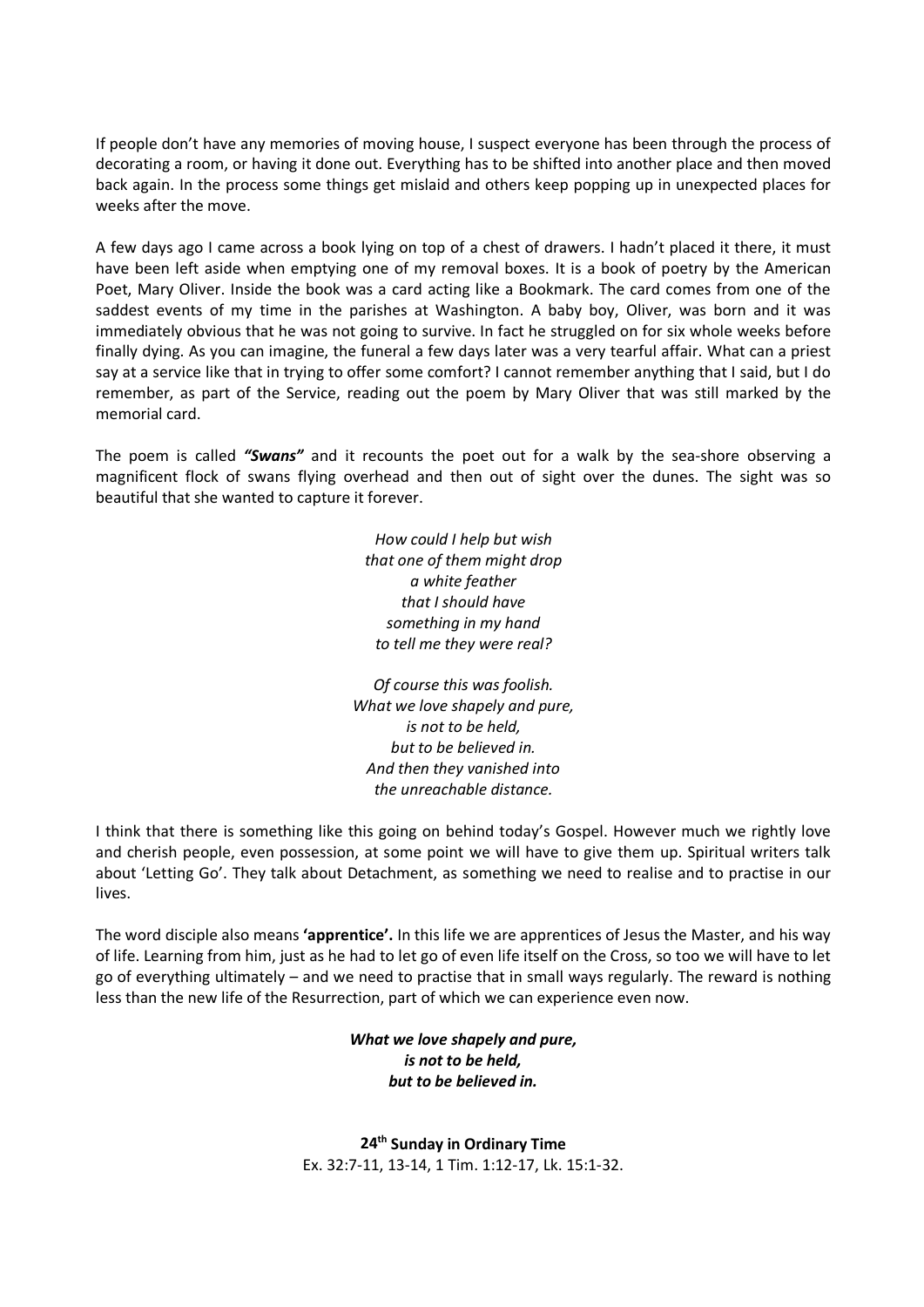If people don't have any memories of moving house, I suspect everyone has been through the process of decorating a room, or having it done out. Everything has to be shifted into another place and then moved back again. In the process some things get mislaid and others keep popping up in unexpected places for weeks after the move.

A few days ago I came across a book lying on top of a chest of drawers. I hadn't placed it there, it must have been left aside when emptying one of my removal boxes. It is a book of poetry by the American Poet, Mary Oliver. Inside the book was a card acting like a Bookmark. The card comes from one of the saddest events of my time in the parishes at Washington. A baby boy, Oliver, was born and it was immediately obvious that he was not going to survive. In fact he struggled on for six whole weeks before finally dying. As you can imagine, the funeral a few days later was a very tearful affair. What can a priest say at a service like that in trying to offer some comfort? I cannot remember anything that I said, but I do remember, as part of the Service, reading out the poem by Mary Oliver that was still marked by the memorial card.

The poem is called ***"Swans"*** and it recounts the poet out for a walk by the sea-shore observing a magnificent flock of swans flying overhead and then out of sight over the dunes. The sight was so beautiful that she wanted to capture it forever.

*How could I help but wish*
*that one of them might drop*
*a white feather*
*that I should have*
*something in my hand*
*to tell me they were real?*

*Of course this was foolish.*
*What we love shapely and pure,*
*is not to be held,*
*but to be believed in.*
*And then they vanished into*
*the unreachable distance.*

I think that there is something like this going on behind today's Gospel. However much we rightly love and cherish people, even possession, at some point we will have to give them up. Spiritual writers talk about 'Letting Go'. They talk about Detachment, as something we need to realise and to practise in our lives.

The word disciple also means **'apprentice'.** In this life we are apprentices of Jesus the Master, and his way of life. Learning from him, just as he had to let go of even life itself on the Cross, so too we will have to let go of everything ultimately – and we need to practise that in small ways regularly. The reward is nothing less than the new life of the Resurrection, part of which we can experience even now.

***What we love shapely and pure,***
***is not to be held,***
***but to be believed in.***

**24th Sunday in Ordinary Time**
Ex. 32:7-11, 13-14, 1 Tim. 1:12-17, Lk. 15:1-32.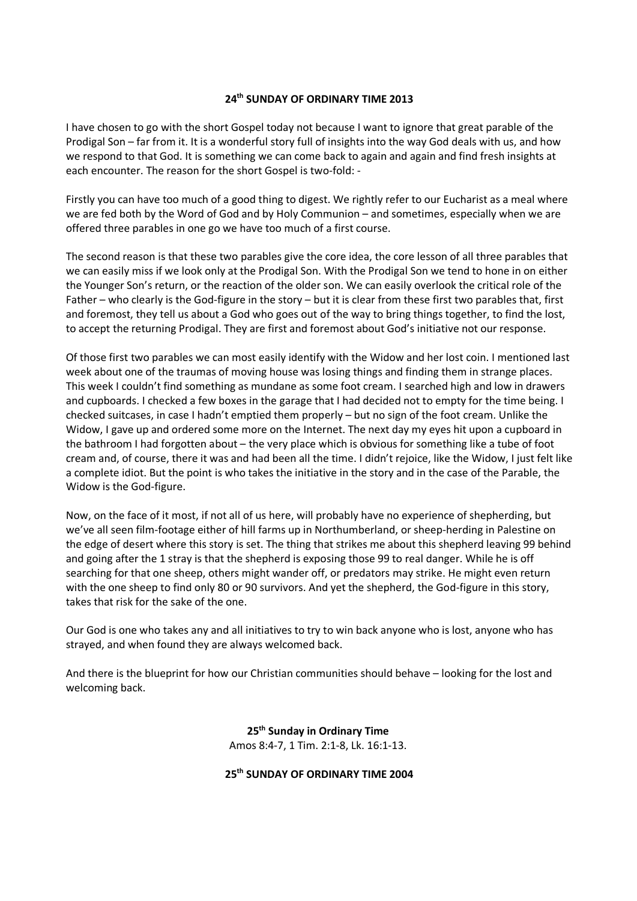## 24th SUNDAY OF ORDINARY TIME 2013

I have chosen to go with the short Gospel today not because I want to ignore that great parable of the Prodigal Son – far from it. It is a wonderful story full of insights into the way God deals with us, and how we respond to that God. It is something we can come back to again and again and find fresh insights at each encounter. The reason for the short Gospel is two-fold: -

Firstly you can have too much of a good thing to digest. We rightly refer to our Eucharist as a meal where we are fed both by the Word of God and by Holy Communion – and sometimes, especially when we are offered three parables in one go we have too much of a first course.

The second reason is that these two parables give the core idea, the core lesson of all three parables that we can easily miss if we look only at the Prodigal Son. With the Prodigal Son we tend to hone in on either the Younger Son's return, or the reaction of the older son. We can easily overlook the critical role of the Father – who clearly is the God-figure in the story – but it is clear from these first two parables that, first and foremost, they tell us about a God who goes out of the way to bring things together, to find the lost, to accept the returning Prodigal. They are first and foremost about God's initiative not our response.

Of those first two parables we can most easily identify with the Widow and her lost coin. I mentioned last week about one of the traumas of moving house was losing things and finding them in strange places. This week I couldn't find something as mundane as some foot cream. I searched high and low in drawers and cupboards. I checked a few boxes in the garage that I had decided not to empty for the time being. I checked suitcases, in case I hadn't emptied them properly – but no sign of the foot cream. Unlike the Widow, I gave up and ordered some more on the Internet. The next day my eyes hit upon a cupboard in the bathroom I had forgotten about – the very place which is obvious for something like a tube of foot cream and, of course, there it was and had been all the time. I didn't rejoice, like the Widow, I just felt like a complete idiot. But the point is who takes the initiative in the story and in the case of the Parable, the Widow is the God-figure.

Now, on the face of it most, if not all of us here, will probably have no experience of shepherding, but we've all seen film-footage either of hill farms up in Northumberland, or sheep-herding in Palestine on the edge of desert where this story is set. The thing that strikes me about this shepherd leaving 99 behind and going after the 1 stray is that the shepherd is exposing those 99 to real danger. While he is off searching for that one sheep, others might wander off, or predators may strike. He might even return with the one sheep to find only 80 or 90 survivors. And yet the shepherd, the God-figure in this story, takes that risk for the sake of the one.

Our God is one who takes any and all initiatives to try to win back anyone who is lost, anyone who has strayed, and when found they are always welcomed back.

And there is the blueprint for how our Christian communities should behave – looking for the lost and welcoming back.

**25th Sunday in Ordinary Time**
Amos 8:4-7, 1 Tim. 2:1-8, Lk. 16:1-13.

## 25th SUNDAY OF ORDINARY TIME 2004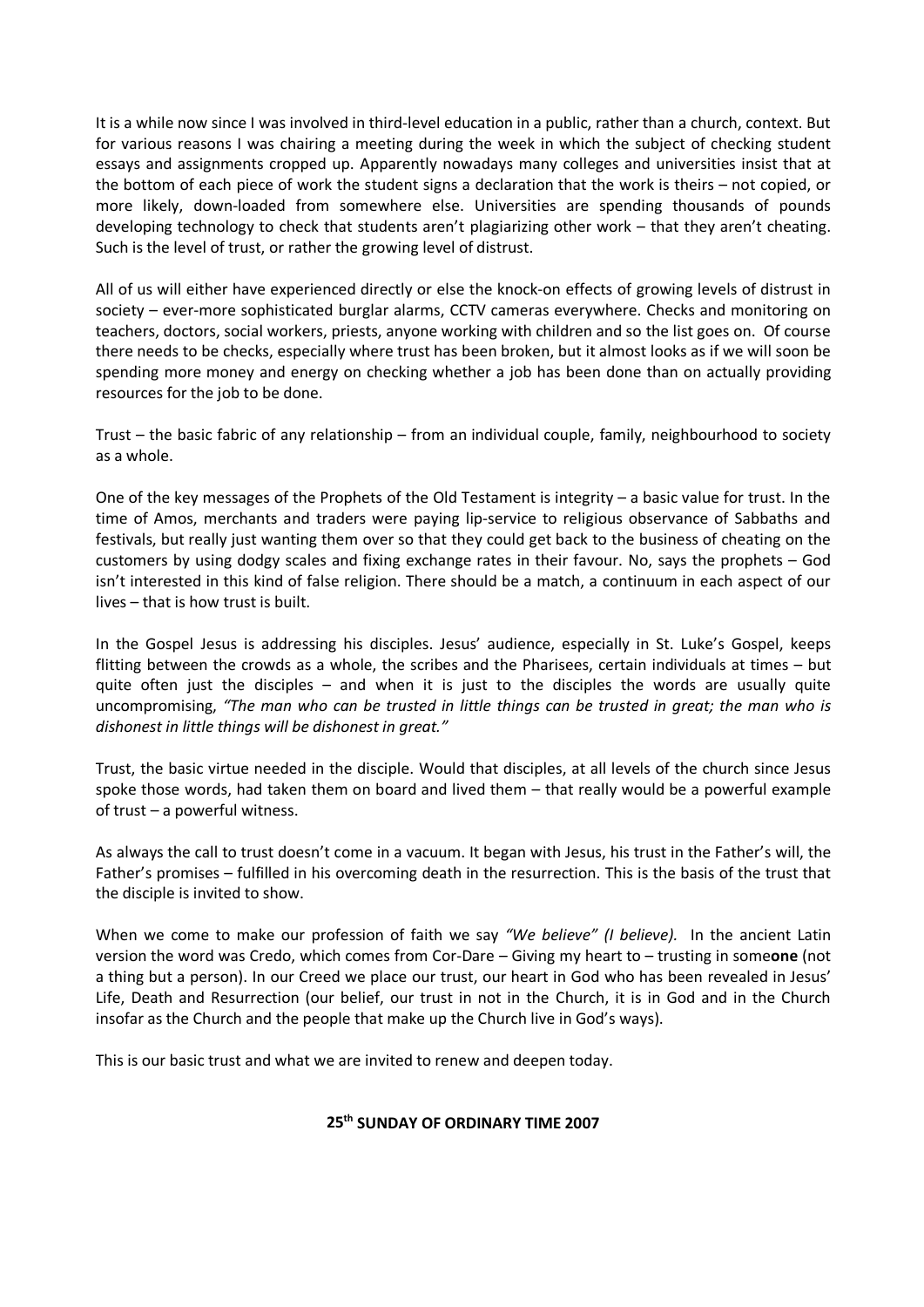It is a while now since I was involved in third-level education in a public, rather than a church, context. But for various reasons I was chairing a meeting during the week in which the subject of checking student essays and assignments cropped up. Apparently nowadays many colleges and universities insist that at the bottom of each piece of work the student signs a declaration that the work is theirs – not copied, or more likely, down-loaded from somewhere else. Universities are spending thousands of pounds developing technology to check that students aren't plagiarizing other work – that they aren't cheating. Such is the level of trust, or rather the growing level of distrust.

All of us will either have experienced directly or else the knock-on effects of growing levels of distrust in society – ever-more sophisticated burglar alarms, CCTV cameras everywhere. Checks and monitoring on teachers, doctors, social workers, priests, anyone working with children and so the list goes on. Of course there needs to be checks, especially where trust has been broken, but it almost looks as if we will soon be spending more money and energy on checking whether a job has been done than on actually providing resources for the job to be done.

Trust – the basic fabric of any relationship – from an individual couple, family, neighbourhood to society as a whole.

One of the key messages of the Prophets of the Old Testament is integrity – a basic value for trust. In the time of Amos, merchants and traders were paying lip-service to religious observance of Sabbaths and festivals, but really just wanting them over so that they could get back to the business of cheating on the customers by using dodgy scales and fixing exchange rates in their favour. No, says the prophets – God isn't interested in this kind of false religion. There should be a match, a continuum in each aspect of our lives – that is how trust is built.

In the Gospel Jesus is addressing his disciples. Jesus' audience, especially in St. Luke's Gospel, keeps flitting between the crowds as a whole, the scribes and the Pharisees, certain individuals at times – but quite often just the disciples – and when it is just to the disciples the words are usually quite uncompromising, *"The man who can be trusted in little things can be trusted in great; the man who is dishonest in little things will be dishonest in great."*

Trust, the basic virtue needed in the disciple. Would that disciples, at all levels of the church since Jesus spoke those words, had taken them on board and lived them – that really would be a powerful example of trust – a powerful witness.

As always the call to trust doesn't come in a vacuum. It began with Jesus, his trust in the Father's will, the Father's promises – fulfilled in his overcoming death in the resurrection. This is the basis of the trust that the disciple is invited to show.

When we come to make our profession of faith we say *"We believe" (I believe).* In the ancient Latin version the word was Credo, which comes from Cor-Dare – Giving my heart to – trusting in some**one** (not a thing but a person). In our Creed we place our trust, our heart in God who has been revealed in Jesus' Life, Death and Resurrection (our belief, our trust in not in the Church, it is in God and in the Church insofar as the Church and the people that make up the Church live in God's ways).

This is our basic trust and what we are invited to renew and deepen today.

## 25th SUNDAY OF ORDINARY TIME 2007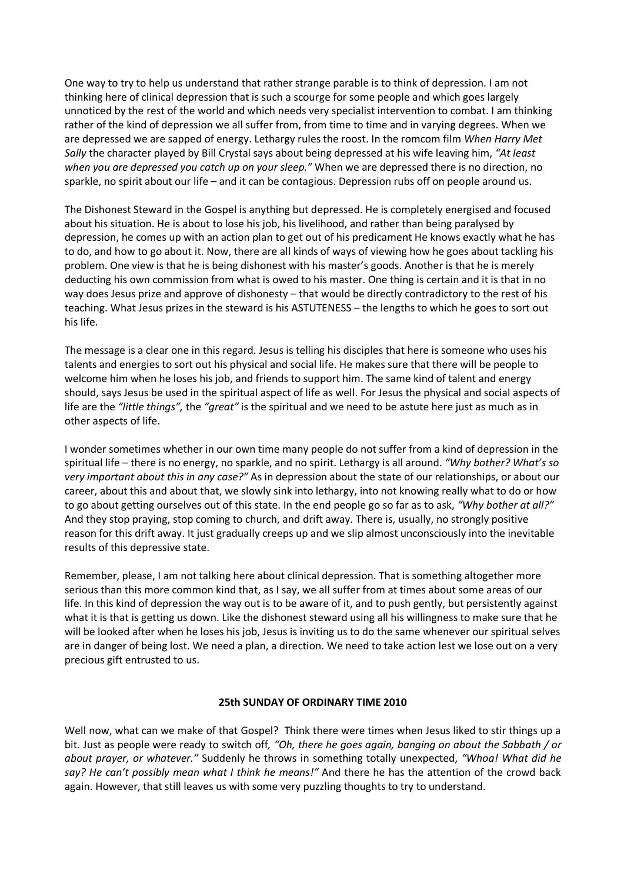One way to try to help us understand that rather strange parable is to think of depression. I am not thinking here of clinical depression that is such a scourge for some people and which goes largely unnoticed by the rest of the world and which needs very specialist intervention to combat. I am thinking rather of the kind of depression we all suffer from, from time to time and in varying degrees. When we are depressed we are sapped of energy. Lethargy rules the roost. In the romcom film *When Harry Met Sally* the character played by Bill Crystal says about being depressed at his wife leaving him, *"At least when you are depressed you catch up on your sleep."* When we are depressed there is no direction, no sparkle, no spirit about our life – and it can be contagious. Depression rubs off on people around us.

The Dishonest Steward in the Gospel is anything but depressed. He is completely energised and focused about his situation. He is about to lose his job, his livelihood, and rather than being paralysed by depression, he comes up with an action plan to get out of his predicament He knows exactly what he has to do, and how to go about it. Now, there are all kinds of ways of viewing how he goes about tackling his problem. One view is that he is being dishonest with his master's goods. Another is that he is merely deducting his own commission from what is owed to his master. One thing is certain and it is that in no way does Jesus prize and approve of dishonesty – that would be directly contradictory to the rest of his teaching. What Jesus prizes in the steward is his ASTUTENESS – the lengths to which he goes to sort out his life.

The message is a clear one in this regard. Jesus is telling his disciples that here is someone who uses his talents and energies to sort out his physical and social life. He makes sure that there will be people to welcome him when he loses his job, and friends to support him. The same kind of talent and energy should, says Jesus be used in the spiritual aspect of life as well. For Jesus the physical and social aspects of life are the *"little things",* the *"great"* is the spiritual and we need to be astute here just as much as in other aspects of life.

I wonder sometimes whether in our own time many people do not suffer from a kind of depression in the spiritual life – there is no energy, no sparkle, and no spirit. Lethargy is all around. *"Why bother? What's so very important about this in any case?"* As in depression about the state of our relationships, or about our career, about this and about that, we slowly sink into lethargy, into not knowing really what to do or how to go about getting ourselves out of this state. In the end people go so far as to ask, *"Why bother at all?"* And they stop praying, stop coming to church, and drift away. There is, usually, no strongly positive reason for this drift away. It just gradually creeps up and we slip almost unconsciously into the inevitable results of this depressive state.

Remember, please, I am not talking here about clinical depression. That is something altogether more serious than this more common kind that, as I say, we all suffer from at times about some areas of our life. In this kind of depression the way out is to be aware of it, and to push gently, but persistently against what it is that is getting us down. Like the dishonest steward using all his willingness to make sure that he will be looked after when he loses his job, Jesus is inviting us to do the same whenever our spiritual selves are in danger of being lost. We need a plan, a direction. We need to take action lest we lose out on a very precious gift entrusted to us.

## 25th SUNDAY OF ORDINARY TIME 2010

Well now, what can we make of that Gospel? Think there were times when Jesus liked to stir things up a bit. Just as people were ready to switch off, *"Oh, there he goes again, banging on about the Sabbath / or about prayer, or whatever."* Suddenly he throws in something totally unexpected, *"Whoa! What did he say? He can't possibly mean what I think he means!"* And there he has the attention of the crowd back again. However, that still leaves us with some very puzzling thoughts to try to understand.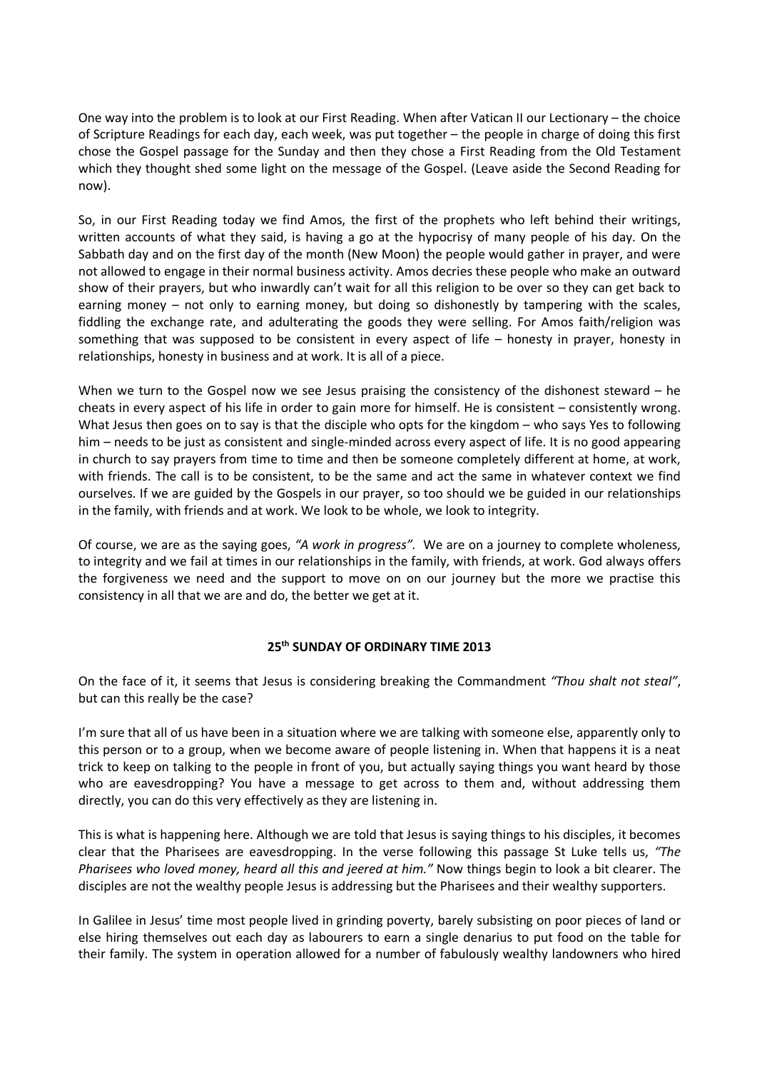One way into the problem is to look at our First Reading. When after Vatican II our Lectionary – the choice of Scripture Readings for each day, each week, was put together – the people in charge of doing this first chose the Gospel passage for the Sunday and then they chose a First Reading from the Old Testament which they thought shed some light on the message of the Gospel. (Leave aside the Second Reading for now).

So, in our First Reading today we find Amos, the first of the prophets who left behind their writings, written accounts of what they said, is having a go at the hypocrisy of many people of his day. On the Sabbath day and on the first day of the month (New Moon) the people would gather in prayer, and were not allowed to engage in their normal business activity. Amos decries these people who make an outward show of their prayers, but who inwardly can't wait for all this religion to be over so they can get back to earning money – not only to earning money, but doing so dishonestly by tampering with the scales, fiddling the exchange rate, and adulterating the goods they were selling. For Amos faith/religion was something that was supposed to be consistent in every aspect of life – honesty in prayer, honesty in relationships, honesty in business and at work. It is all of a piece.

When we turn to the Gospel now we see Jesus praising the consistency of the dishonest steward – he cheats in every aspect of his life in order to gain more for himself. He is consistent – consistently wrong. What Jesus then goes on to say is that the disciple who opts for the kingdom – who says Yes to following him – needs to be just as consistent and single-minded across every aspect of life. It is no good appearing in church to say prayers from time to time and then be someone completely different at home, at work, with friends. The call is to be consistent, to be the same and act the same in whatever context we find ourselves. If we are guided by the Gospels in our prayer, so too should we be guided in our relationships in the family, with friends and at work. We look to be whole, we look to integrity.

Of course, we are as the saying goes, *"A work in progress".* We are on a journey to complete wholeness, to integrity and we fail at times in our relationships in the family, with friends, at work. God always offers the forgiveness we need and the support to move on on our journey but the more we practise this consistency in all that we are and do, the better we get at it.

## 25th SUNDAY OF ORDINARY TIME 2013

On the face of it, it seems that Jesus is considering breaking the Commandment *"Thou shalt not steal"*, but can this really be the case?

I'm sure that all of us have been in a situation where we are talking with someone else, apparently only to this person or to a group, when we become aware of people listening in. When that happens it is a neat trick to keep on talking to the people in front of you, but actually saying things you want heard by those who are eavesdropping? You have a message to get across to them and, without addressing them directly, you can do this very effectively as they are listening in.

This is what is happening here. Although we are told that Jesus is saying things to his disciples, it becomes clear that the Pharisees are eavesdropping. In the verse following this passage St Luke tells us, *"The Pharisees who loved money, heard all this and jeered at him."* Now things begin to look a bit clearer. The disciples are not the wealthy people Jesus is addressing but the Pharisees and their wealthy supporters.

In Galilee in Jesus' time most people lived in grinding poverty, barely subsisting on poor pieces of land or else hiring themselves out each day as labourers to earn a single denarius to put food on the table for their family. The system in operation allowed for a number of fabulously wealthy landowners who hired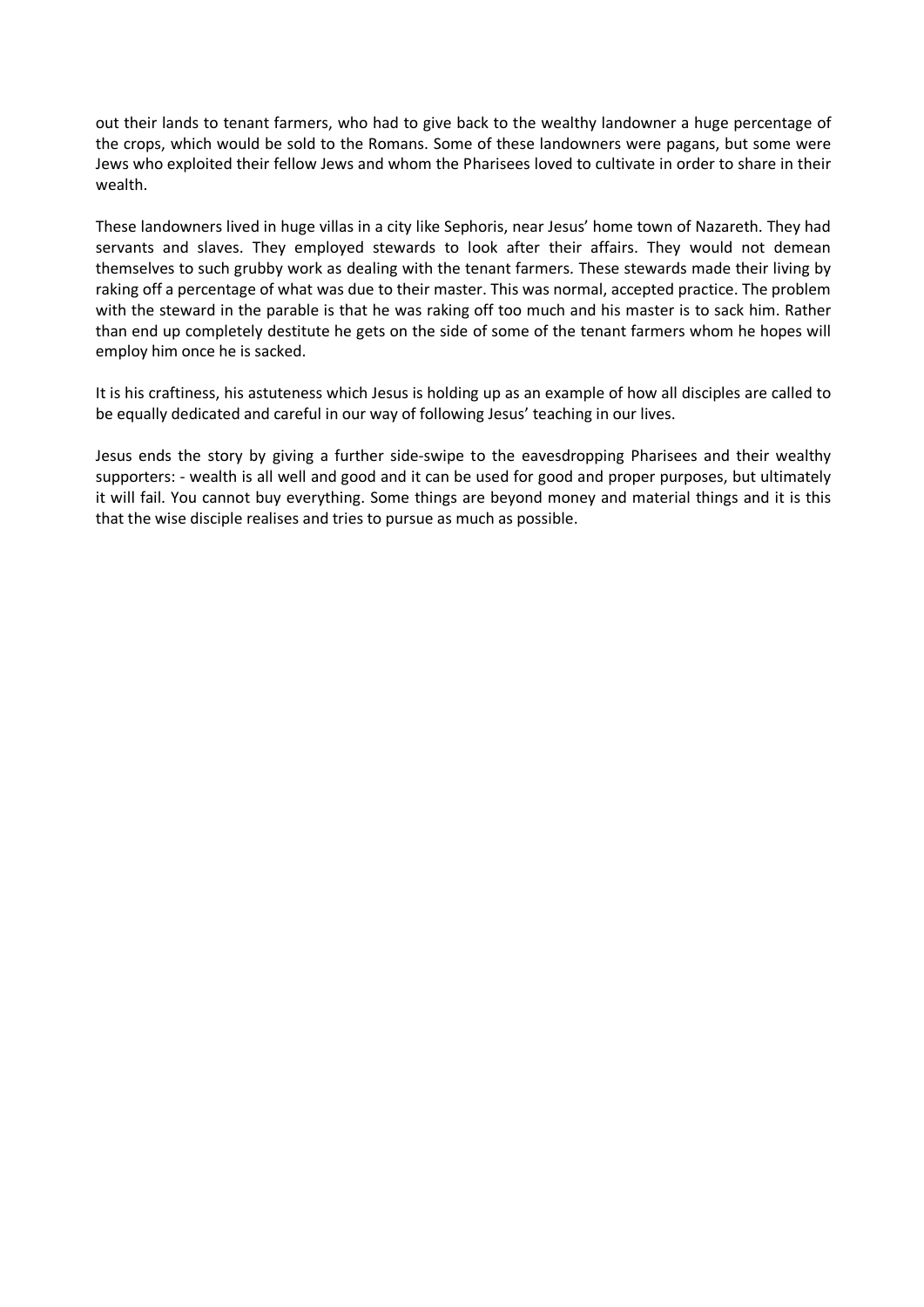out their lands to tenant farmers, who had to give back to the wealthy landowner a huge percentage of the crops, which would be sold to the Romans. Some of these landowners were pagans, but some were Jews who exploited their fellow Jews and whom the Pharisees loved to cultivate in order to share in their wealth.

These landowners lived in huge villas in a city like Sephoris, near Jesus' home town of Nazareth. They had servants and slaves. They employed stewards to look after their affairs. They would not demean themselves to such grubby work as dealing with the tenant farmers. These stewards made their living by raking off a percentage of what was due to their master. This was normal, accepted practice. The problem with the steward in the parable is that he was raking off too much and his master is to sack him. Rather than end up completely destitute he gets on the side of some of the tenant farmers whom he hopes will employ him once he is sacked.

It is his craftiness, his astuteness which Jesus is holding up as an example of how all disciples are called to be equally dedicated and careful in our way of following Jesus' teaching in our lives.

Jesus ends the story by giving a further side-swipe to the eavesdropping Pharisees and their wealthy supporters: - wealth is all well and good and it can be used for good and proper purposes, but ultimately it will fail. You cannot buy everything. Some things are beyond money and material things and it is this that the wise disciple realises and tries to pursue as much as possible.